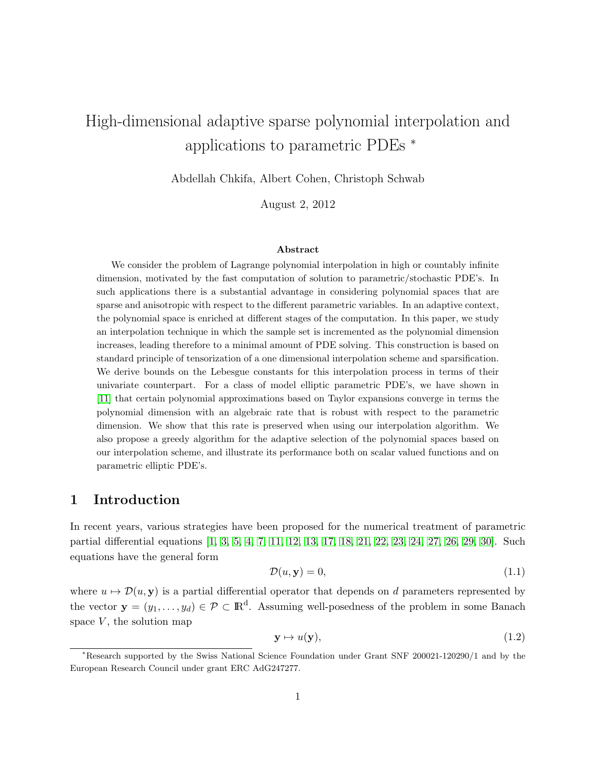# High-dimensional adaptive sparse polynomial interpolation and applications to parametric PDEs *

Abdellah Chkifa, Albert Cohen, Christoph Schwab

August 2, 2012

### Abstract

We consider the problem of Lagrange polynomial interpolation in high or countably infinite dimension, motivated by the fast computation of solution to parametric/stochastic PDE's. In such applications there is a substantial advantage in considering polynomial spaces that are sparse and anisotropic with respect to the different parametric variables. In an adaptive context, the polynomial space is enriched at different stages of the computation. In this paper, we study an interpolation technique in which the sample set is incremented as the polynomial dimension increases, leading therefore to a minimal amount of PDE solving. This construction is based on standard principle of tensorization of a one dimensional interpolation scheme and sparsification. We derive bounds on the Lebesgue constants for this interpolation process in terms of their univariate counterpart. For a class of model elliptic parametric PDE's, we have shown in [11] that certain polynomial approximations based on Taylor expansions converge in terms the polynomial dimension with an algebraic rate that is robust with respect to the parametric dimension. We show that this rate is preserved when using our interpolation algorithm. We also propose a greedy algorithm for the adaptive selection of the polynomial spaces based on our interpolation scheme, and illustrate its performance both on scalar valued functions and on parametric elliptic PDE's.

## 1 Introduction

In recent years, various strategies have been proposed for the numerical treatment of parametric partial differential equations [1, 3, 5, 4, 7, 11, 12, 13, 17, 18, 21, 22, 23, 24, 27, 26, 29, 30]. Such equations have the general form

$$\mathcal{D}(u, \mathbf{y}) = 0, \tag{1.1}$$

where $u \mapsto \mathcal{D}(u, \mathbf{y})$ is a partial differential operator that depends on $d$ parameters represented by the vector $\mathbf{y} = (y_1, \ldots, y_d) \in \mathcal{P} \subset \mathbb{R}^d$. Assuming well-posedness of the problem in some Banach space $V$, the solution map

$$\mathbf{y} \mapsto u(\mathbf{y}), \tag{1.2}$$

*Research supported by the Swiss National Science Foundation under Grant SNF 200021-120290/1 and by the European Research Council under grant ERC AdG247277.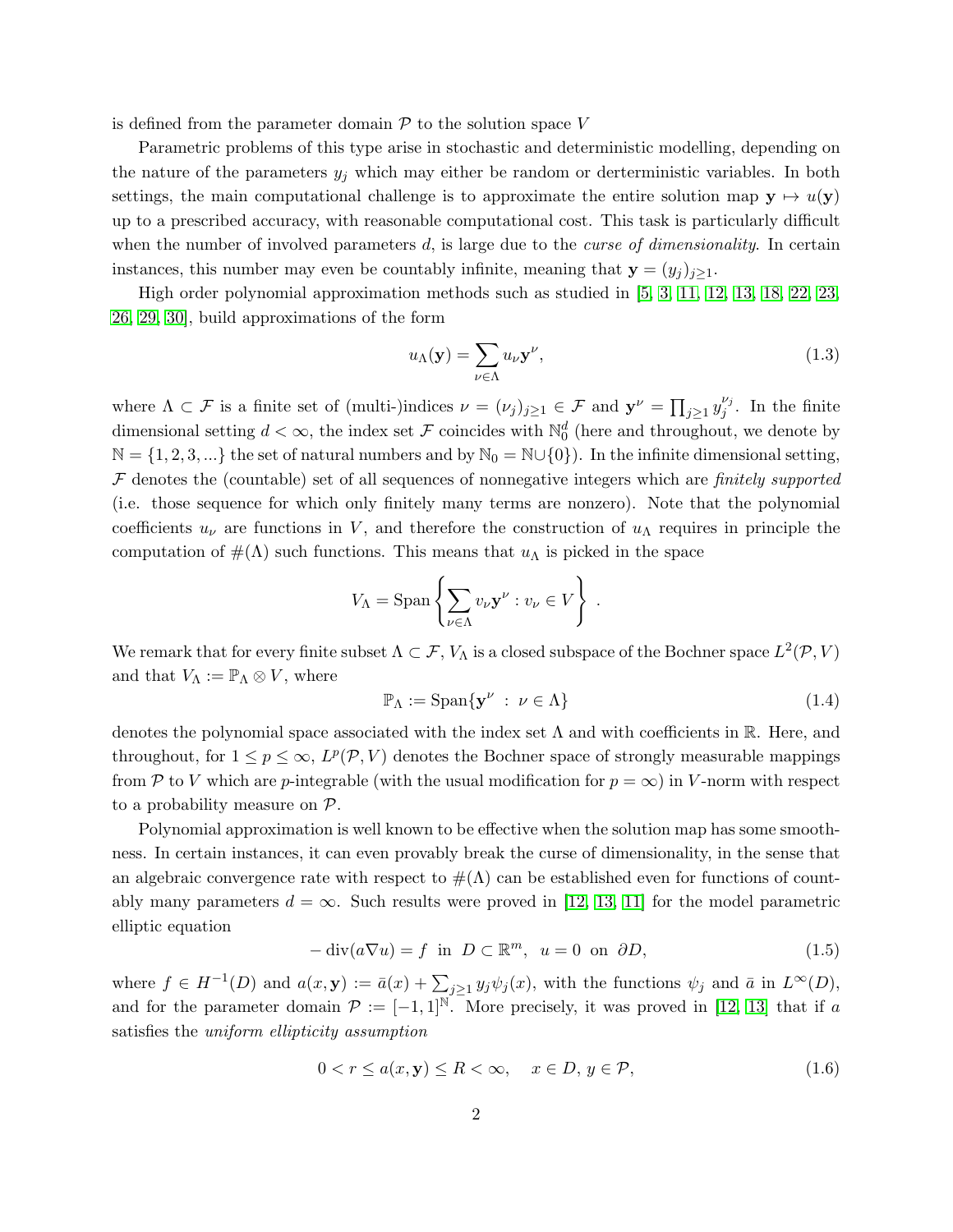is defined from the parameter domain $\mathcal{P}$ to the solution space $V$

Parametric problems of this type arise in stochastic and deterministic modelling, depending on the nature of the parameters $y_j$ which may either be random or derterministic variables. In both settings, the main computational challenge is to approximate the entire solution map $\mathbf{y} \mapsto u(\mathbf{y})$ up to a prescribed accuracy, with reasonable computational cost. This task is particularly difficult when the number of involved parameters $d$, is large due to the *curse of dimensionality*. In certain instances, this number may even be countably infinite, meaning that $\mathbf{y} = (y_j)_{j\geq 1}$.

High order polynomial approximation methods such as studied in [5, 3, 11, 12, 13, 18, 22, 23, 26, 29, 30], build approximations of the form

$$u_\Lambda(\mathbf{y}) = \sum_{\nu\in\Lambda} u_\nu \mathbf{y}^\nu, \tag{1.3}$$

where $\Lambda \subset \mathcal{F}$ is a finite set of (multi-)indices $\nu = (\nu_j)_{j\geq 1} \in \mathcal{F}$ and $\mathbf{y}^\nu = \prod_{j\geq 1} y_j^{\nu_j}$. In the finite dimensional setting $d < \infty$, the index set $\mathcal{F}$ coincides with $\mathbb{N}_0^d$ (here and throughout, we denote by $\mathbb{N} = \{1, 2, 3, ...\}$ the set of natural numbers and by $\mathbb{N}_0 = \mathbb{N}\cup\{0\}$). In the infinite dimensional setting, $\mathcal{F}$ denotes the (countable) set of all sequences of nonnegative integers which are *finitely supported* (i.e. those sequence for which only finitely many terms are nonzero). Note that the polynomial coefficients $u_\nu$ are functions in $V$, and therefore the construction of $u_\Lambda$ requires in principle the computation of $\#(\Lambda)$ such functions. This means that $u_\Lambda$ is picked in the space

$$V_\Lambda = \mathrm{Span}\left\{ \sum_{\nu\in\Lambda} v_\nu \mathbf{y}^\nu : v_\nu \in V \right\} .$$

We remark that for every finite subset $\Lambda \subset \mathcal{F}$, $V_\Lambda$ is a closed subspace of the Bochner space $L^2(\mathcal{P}, V)$ and that $V_\Lambda := \mathbb{P}_\Lambda \otimes V$, where

$$\mathbb{P}_\Lambda := \mathrm{Span}\{\mathbf{y}^\nu \ : \ \nu \in \Lambda\} \tag{1.4}$$

denotes the polynomial space associated with the index set $\Lambda$ and with coefficients in $\mathbb{R}$. Here, and throughout, for $1 \leq p \leq \infty$, $L^p(\mathcal{P}, V)$ denotes the Bochner space of strongly measurable mappings from $\mathcal{P}$ to $V$ which are $p$-integrable (with the usual modification for $p = \infty$) in $V$-norm with respect to a probability measure on $\mathcal{P}$.

Polynomial approximation is well known to be effective when the solution map has some smoothness. In certain instances, it can even provably break the curse of dimensionality, in the sense that an algebraic convergence rate with respect to $\#(\Lambda)$ can be established even for functions of countably many parameters $d = \infty$. Such results were proved in [12, 13, 11] for the model parametric elliptic equation

$$-\,\mathrm{div}(a\nabla u) = f \ \text{ in } \ D \subset \mathbb{R}^m, \ \ u = 0 \ \text{ on } \ \partial D, \tag{1.5}$$

where $f \in H^{-1}(D)$ and $a(x, \mathbf{y}) := \bar{a}(x) + \sum_{j\geq 1} y_j \psi_j(x)$, with the functions $\psi_j$ and $\bar{a}$ in $L^\infty(D)$, and for the parameter domain $\mathcal{P} := [-1, 1]^{\mathbb{N}}$. More precisely, it was proved in [12, 13] that if $a$ satisfies the *uniform ellipticity assumption*

$$0 < r \leq a(x, \mathbf{y}) \leq R < \infty, \quad x \in D, \, y \in \mathcal{P}, \tag{1.6}$$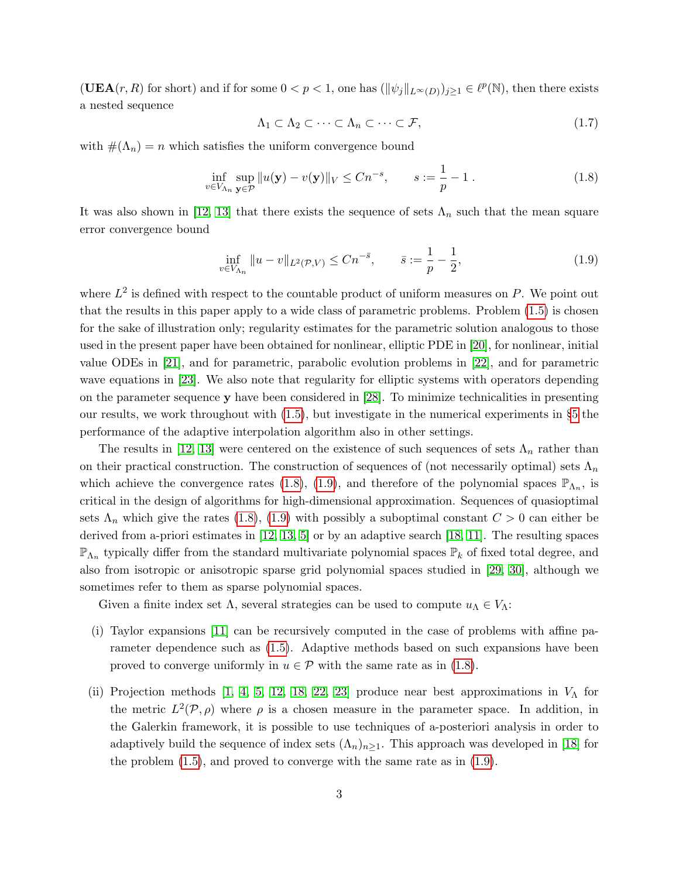(**UEA**$(r, R)$ for short) and if for some $0 < p < 1$, one has $(\|\psi_j\|_{L^\infty(D)})_{j\geq 1} \in \ell^p(\mathbb{N})$, then there exists a nested sequence

$$\Lambda_1 \subset \Lambda_2 \subset \cdots \subset \Lambda_n \subset \cdots \subset \mathcal{F}, \tag{1.7}$$

with $\#(\Lambda_n) = n$ which satisfies the uniform convergence bound

$$\inf_{v \in V_{\Lambda_n}} \sup_{\mathbf{y} \in \mathcal{P}} \|u(\mathbf{y}) - v(\mathbf{y})\|_V \leq C n^{-s}, \qquad s := \frac{1}{p} - 1\,. \tag{1.8}$$

It was also shown in [12, 13] that there exists the sequence of sets $\Lambda_n$ such that the mean square error convergence bound

$$\inf_{v \in V_{\Lambda_n}} \|u - v\|_{L^2(\mathcal{P},V)} \leq C n^{-\bar{s}}, \qquad \bar{s} := \frac{1}{p} - \frac{1}{2}, \tag{1.9}$$

where $L^2$ is defined with respect to the countable product of uniform measures on $P$. We point out that the results in this paper apply to a wide class of parametric problems. Problem (1.5) is chosen for the sake of illustration only; regularity estimates for the parametric solution analogous to those used in the present paper have been obtained for nonlinear, elliptic PDE in [20], for nonlinear, initial value ODEs in [21], and for parametric, parabolic evolution problems in [22], and for parametric wave equations in [23]. We also note that regularity for elliptic systems with operators depending on the parameter sequence $\mathbf{y}$ have been considered in [28]. To minimize technicalities in presenting our results, we work throughout with (1.5), but investigate in the numerical experiments in §5 the performance of the adaptive interpolation algorithm also in other settings.

The results in [12, 13] were centered on the existence of such sequences of sets $\Lambda_n$ rather than on their practical construction. The construction of sequences of (not necessarily optimal) sets $\Lambda_n$ which achieve the convergence rates (1.8), (1.9), and therefore of the polynomial spaces $\mathbb{P}_{\Lambda_n}$, is critical in the design of algorithms for high-dimensional approximation. Sequences of quasioptimal sets $\Lambda_n$ which give the rates (1.8), (1.9) with possibly a suboptimal constant $C > 0$ can either be derived from a-priori estimates in [12, 13, 5] or by an adaptive search [18, 11]. The resulting spaces $\mathbb{P}_{\Lambda_n}$ typically differ from the standard multivariate polynomial spaces $\mathbb{P}_k$ of fixed total degree, and also from isotropic or anisotropic sparse grid polynomial spaces studied in [29, 30], although we sometimes refer to them as sparse polynomial spaces.

Given a finite index set $\Lambda$, several strategies can be used to compute $u_\Lambda \in V_\Lambda$:

(i) Taylor expansions [11] can be recursively computed in the case of problems with affine parameter dependence such as (1.5). Adaptive methods based on such expansions have been proved to converge uniformly in $u \in \mathcal{P}$ with the same rate as in (1.8).

(ii) Projection methods [1, 4, 5, 12, 18, 22, 23] produce near best approximations in $V_\Lambda$ for the metric $L^2(\mathcal{P}, \rho)$ where $\rho$ is a chosen measure in the parameter space. In addition, in the Galerkin framework, it is possible to use techniques of a-posteriori analysis in order to adaptively build the sequence of index sets $(\Lambda_n)_{n\geq 1}$. This approach was developed in [18] for the problem (1.5), and proved to converge with the same rate as in (1.9).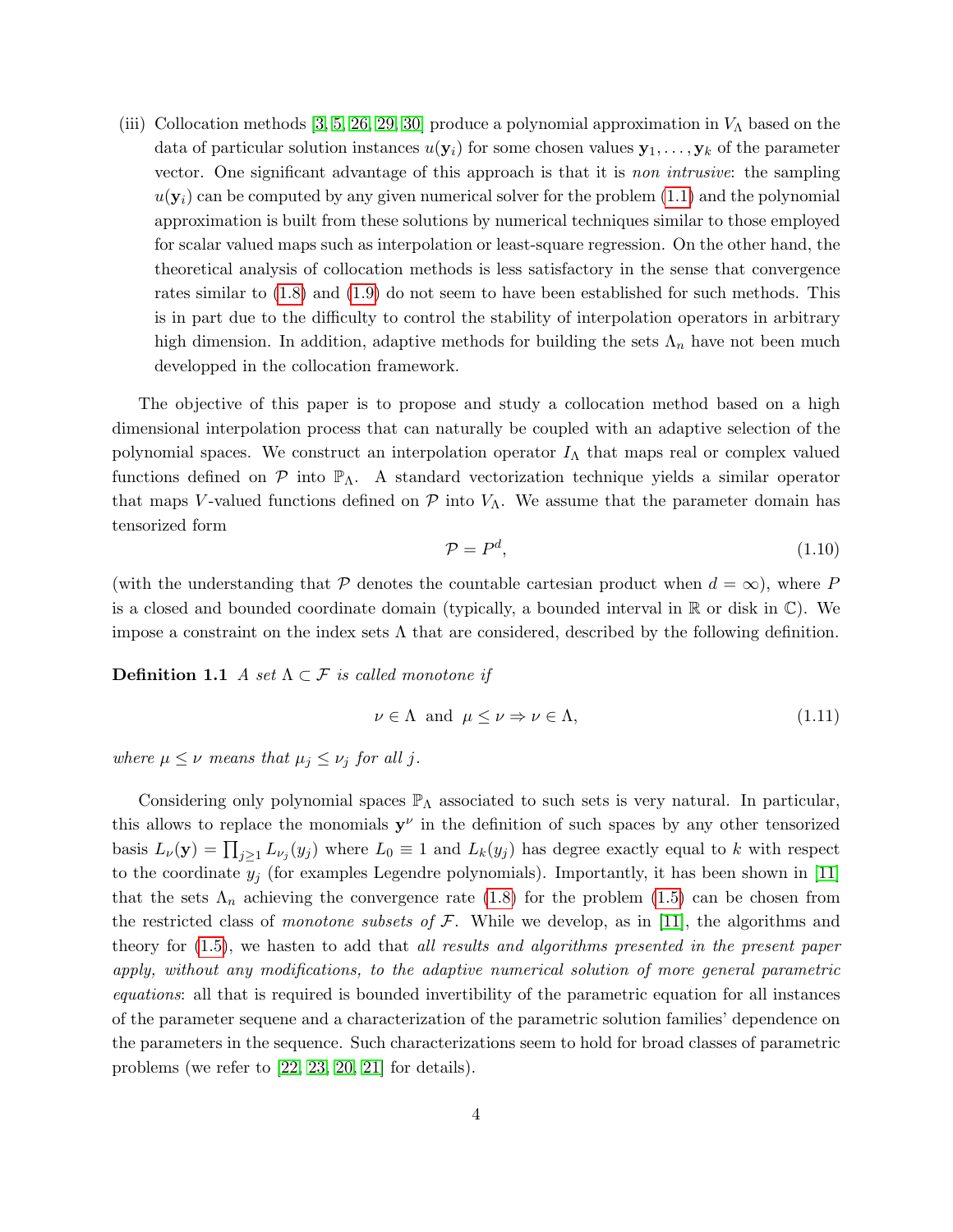(iii) Collocation methods [3, 5, 26, 29, 30] produce a polynomial approximation in $V_\Lambda$ based on the data of particular solution instances $u(\mathbf{y}_i)$ for some chosen values $\mathbf{y}_1, \dots, \mathbf{y}_k$ of the parameter vector. One significant advantage of this approach is that it is *non intrusive*: the sampling $u(\mathbf{y}_i)$ can be computed by any given numerical solver for the problem (1.1) and the polynomial approximation is built from these solutions by numerical techniques similar to those employed for scalar valued maps such as interpolation or least-square regression. On the other hand, the theoretical analysis of collocation methods is less satisfactory in the sense that convergence rates similar to (1.8) and (1.9) do not seem to have been established for such methods. This is in part due to the difficulty to control the stability of interpolation operators in arbitrary high dimension. In addition, adaptive methods for building the sets $\Lambda_n$ have not been much developped in the collocation framework.

The objective of this paper is to propose and study a collocation method based on a high dimensional interpolation process that can naturally be coupled with an adaptive selection of the polynomial spaces. We construct an interpolation operator $I_\Lambda$ that maps real or complex valued functions defined on $\mathcal{P}$ into $\mathbb{P}_\Lambda$. A standard vectorization technique yields a similar operator that maps $V$-valued functions defined on $\mathcal{P}$ into $V_\Lambda$. We assume that the parameter domain has tensorized form

$$\mathcal{P} = P^d, \tag{1.10}$$

(with the understanding that $\mathcal{P}$ denotes the countable cartesian product when $d = \infty$), where $P$ is a closed and bounded coordinate domain (typically, a bounded interval in $\mathbb{R}$ or disk in $\mathbb{C}$). We impose a constraint on the index sets $\Lambda$ that are considered, described by the following definition.

**Definition 1.1** *A set $\Lambda \subset \mathcal{F}$ is called monotone if*

$$\nu \in \Lambda \text{ and } \mu \leq \nu \Rightarrow \nu \in \Lambda, \tag{1.11}$$

*where $\mu \leq \nu$ means that $\mu_j \leq \nu_j$ for all $j$.*

Considering only polynomial spaces $\mathbb{P}_\Lambda$ associated to such sets is very natural. In particular, this allows to replace the monomials $\mathbf{y}^\nu$ in the definition of such spaces by any other tensorized basis $L_\nu(\mathbf{y}) = \prod_{j \geq 1} L_{\nu_j}(y_j)$ where $L_0 \equiv 1$ and $L_k(y_j)$ has degree exactly equal to $k$ with respect to the coordinate $y_j$ (for examples Legendre polynomials). Importantly, it has been shown in [11] that the sets $\Lambda_n$ achieving the convergence rate (1.8) for the problem (1.5) can be chosen from the restricted class of *monotone subsets of $\mathcal{F}$*. While we develop, as in [11], the algorithms and theory for (1.5), we hasten to add that *all results and algorithms presented in the present paper apply, without any modifications, to the adaptive numerical solution of more general parametric equations*: all that is required is bounded invertibility of the parametric equation for all instances of the parameter sequene and a characterization of the parametric solution families' dependence on the parameters in the sequence. Such characterizations seem to hold for broad classes of parametric problems (we refer to [22, 23, 20, 21] for details).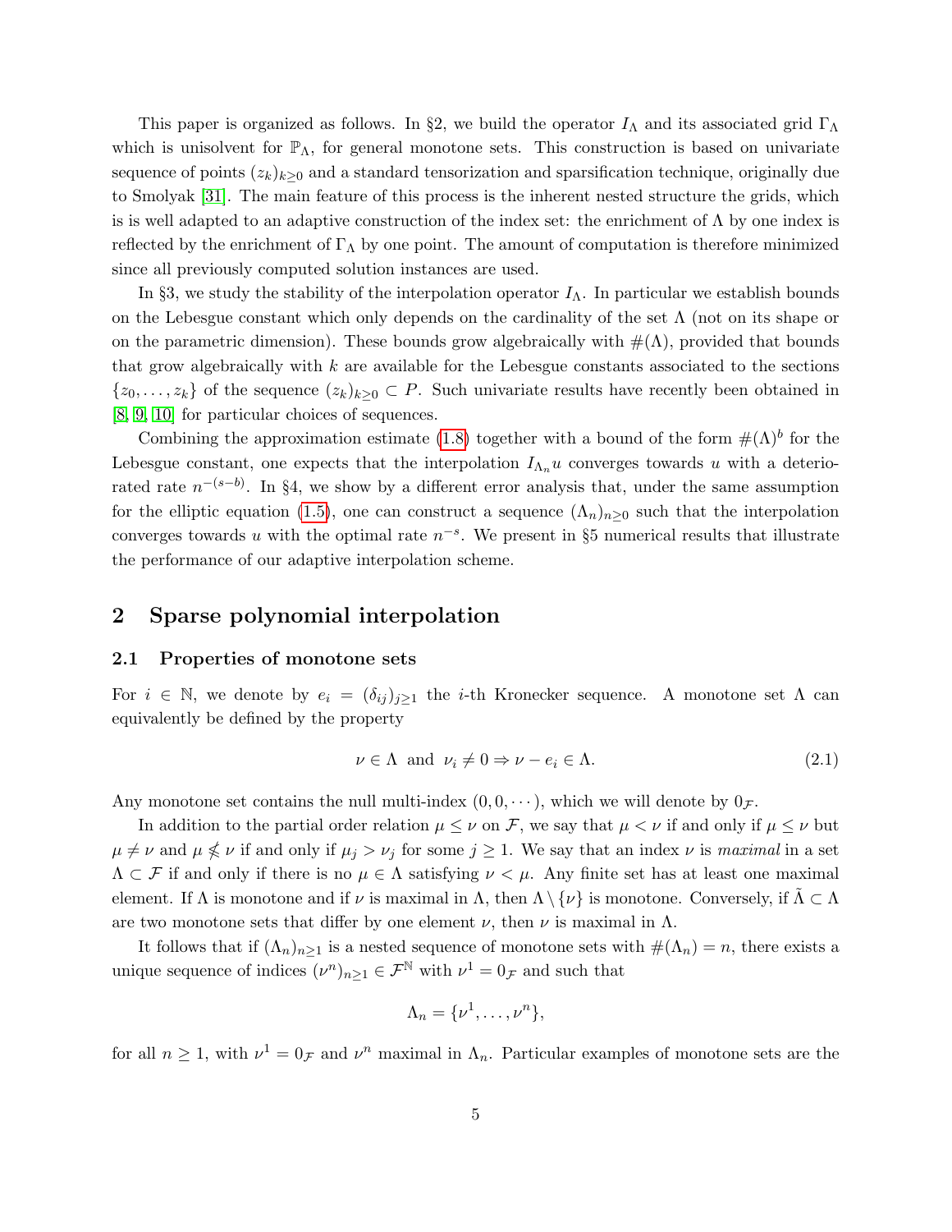This paper is organized as follows. In §2, we build the operator $I_\Lambda$ and its associated grid $\Gamma_\Lambda$ which is unisolvent for $\mathbb{P}_\Lambda$, for general monotone sets. This construction is based on univariate sequence of points $(z_k)_{k\geq 0}$ and a standard tensorization and sparsification technique, originally due to Smolyak [31]. The main feature of this process is the inherent nested structure the grids, which is is well adapted to an adaptive construction of the index set: the enrichment of $\Lambda$ by one index is reflected by the enrichment of $\Gamma_\Lambda$ by one point. The amount of computation is therefore minimized since all previously computed solution instances are used.

In §3, we study the stability of the interpolation operator $I_\Lambda$. In particular we establish bounds on the Lebesgue constant which only depends on the cardinality of the set $\Lambda$ (not on its shape or on the parametric dimension). These bounds grow algebraically with $\#(\Lambda)$, provided that bounds that grow algebraically with $k$ are available for the Lebesgue constants associated to the sections $\{z_0, \dots, z_k\}$ of the sequence $(z_k)_{k\geq 0} \subset P$. Such univariate results have recently been obtained in [8, 9, 10] for particular choices of sequences.

Combining the approximation estimate (1.8) together with a bound of the form $\#(\Lambda)^b$ for the Lebesgue constant, one expects that the interpolation $I_{\Lambda_n} u$ converges towards $u$ with a deteriorated rate $n^{-(s-b)}$. In §4, we show by a different error analysis that, under the same assumption for the elliptic equation (1.5), one can construct a sequence $(\Lambda_n)_{n\geq 0}$ such that the interpolation converges towards $u$ with the optimal rate $n^{-s}$. We present in §5 numerical results that illustrate the performance of our adaptive interpolation scheme.

## 2 Sparse polynomial interpolation

### 2.1 Properties of monotone sets

For $i \in \mathbb{N}$, we denote by $e_i = (\delta_{ij})_{j\geq 1}$ the $i$-th Kronecker sequence. A monotone set $\Lambda$ can equivalently be defined by the property

$$\nu \in \Lambda \ \text{ and } \ \nu_i \neq 0 \Rightarrow \nu - e_i \in \Lambda. \tag{2.1}$$

Any monotone set contains the null multi-index $(0, 0, \cdots)$, which we will denote by $0_\mathcal{F}$.

In addition to the partial order relation $\mu \leq \nu$ on $\mathcal{F}$, we say that $\mu < \nu$ if and only if $\mu \leq \nu$ but $\mu \neq \nu$ and $\mu \not\leq \nu$ if and only if $\mu_j > \nu_j$ for some $j \geq 1$. We say that an index $\nu$ is *maximal* in a set $\Lambda \subset \mathcal{F}$ if and only if there is no $\mu \in \Lambda$ satisfying $\nu < \mu$. Any finite set has at least one maximal element. If $\Lambda$ is monotone and if $\nu$ is maximal in $\Lambda$, then $\Lambda \setminus \{\nu\}$ is monotone. Conversely, if $\tilde{\Lambda} \subset \Lambda$ are two monotone sets that differ by one element $\nu$, then $\nu$ is maximal in $\Lambda$.

It follows that if $(\Lambda_n)_{n\geq 1}$ is a nested sequence of monotone sets with $\#(\Lambda_n) = n$, there exists a unique sequence of indices $(\nu^n)_{n\geq 1} \in \mathcal{F}^\mathbb{N}$ with $\nu^1 = 0_\mathcal{F}$ and such that

$$\Lambda_n = \{\nu^1, \dots, \nu^n\},$$

for all $n \geq 1$, with $\nu^1 = 0_\mathcal{F}$ and $\nu^n$ maximal in $\Lambda_n$. Particular examples of monotone sets are the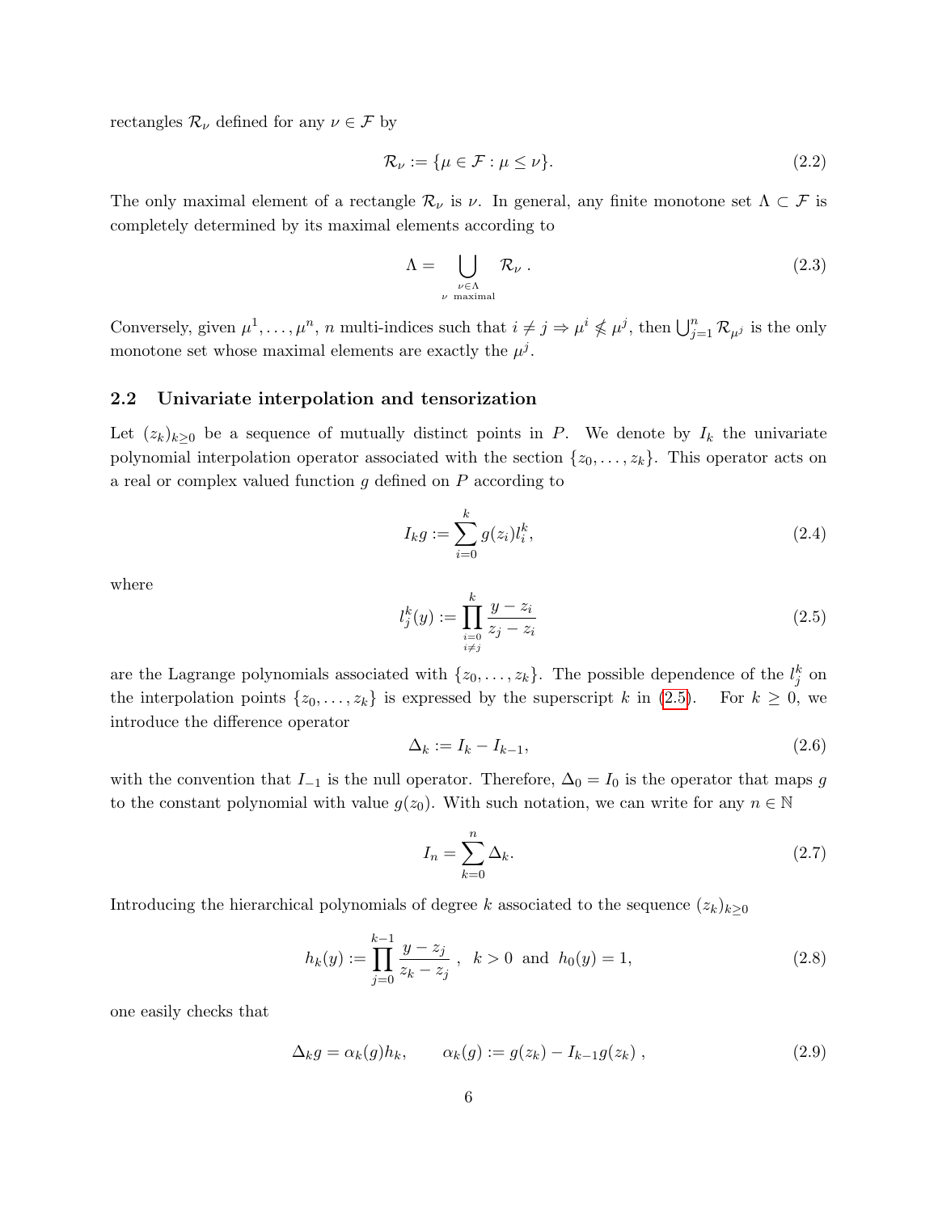rectangles $\mathcal{R}_\nu$ defined for any $\nu \in \mathcal{F}$ by

$$\mathcal{R}_\nu := \{\mu \in \mathcal{F} : \mu \leq \nu\}. \tag{2.2}$$

The only maximal element of a rectangle $\mathcal{R}_\nu$ is $\nu$. In general, any finite monotone set $\Lambda \subset \mathcal{F}$ is completely determined by its maximal elements according to

$$\Lambda = \bigcup_{\substack{\nu \in \Lambda \\ \nu \text{ maximal}}} \mathcal{R}_\nu . \tag{2.3}$$

Conversely, given $\mu^1, \ldots, \mu^n$, $n$ multi-indices such that $i \neq j \Rightarrow \mu^i \nleq \mu^j$, then $\bigcup_{j=1}^n \mathcal{R}_{\mu^j}$ is the only monotone set whose maximal elements are exactly the $\mu^j$.

## 2.2 Univariate interpolation and tensorization

Let $(z_k)_{k\geq 0}$ be a sequence of mutually distinct points in $P$. We denote by $I_k$ the univariate polynomial interpolation operator associated with the section $\{z_0, \ldots, z_k\}$. This operator acts on a real or complex valued function $g$ defined on $P$ according to

$$I_k g := \sum_{i=0}^{k} g(z_i) l_i^k, \tag{2.4}$$

where

$$l_j^k(y) := \prod_{\substack{i=0 \\ i \neq j}}^{k} \frac{y - z_i}{z_j - z_i} \tag{2.5}$$

are the Lagrange polynomials associated with $\{z_0, \ldots, z_k\}$. The possible dependence of the $l_j^k$ on the interpolation points $\{z_0, \ldots, z_k\}$ is expressed by the superscript $k$ in (2.5). For $k \geq 0$, we introduce the difference operator

$$\Delta_k := I_k - I_{k-1}, \tag{2.6}$$

with the convention that $I_{-1}$ is the null operator. Therefore, $\Delta_0 = I_0$ is the operator that maps $g$ to the constant polynomial with value $g(z_0)$. With such notation, we can write for any $n \in \mathbb{N}$

$$I_n = \sum_{k=0}^{n} \Delta_k. \tag{2.7}$$

Introducing the hierarchical polynomials of degree $k$ associated to the sequence $(z_k)_{k\geq 0}$

$$h_k(y) := \prod_{j=0}^{k-1} \frac{y - z_j}{z_k - z_j} \ , \ \ k > 0 \ \text{ and } \ h_0(y) = 1, \tag{2.8}$$

one easily checks that

$$\Delta_k g = \alpha_k(g) h_k, \qquad \alpha_k(g) := g(z_k) - I_{k-1} g(z_k) \ , \tag{2.9}$$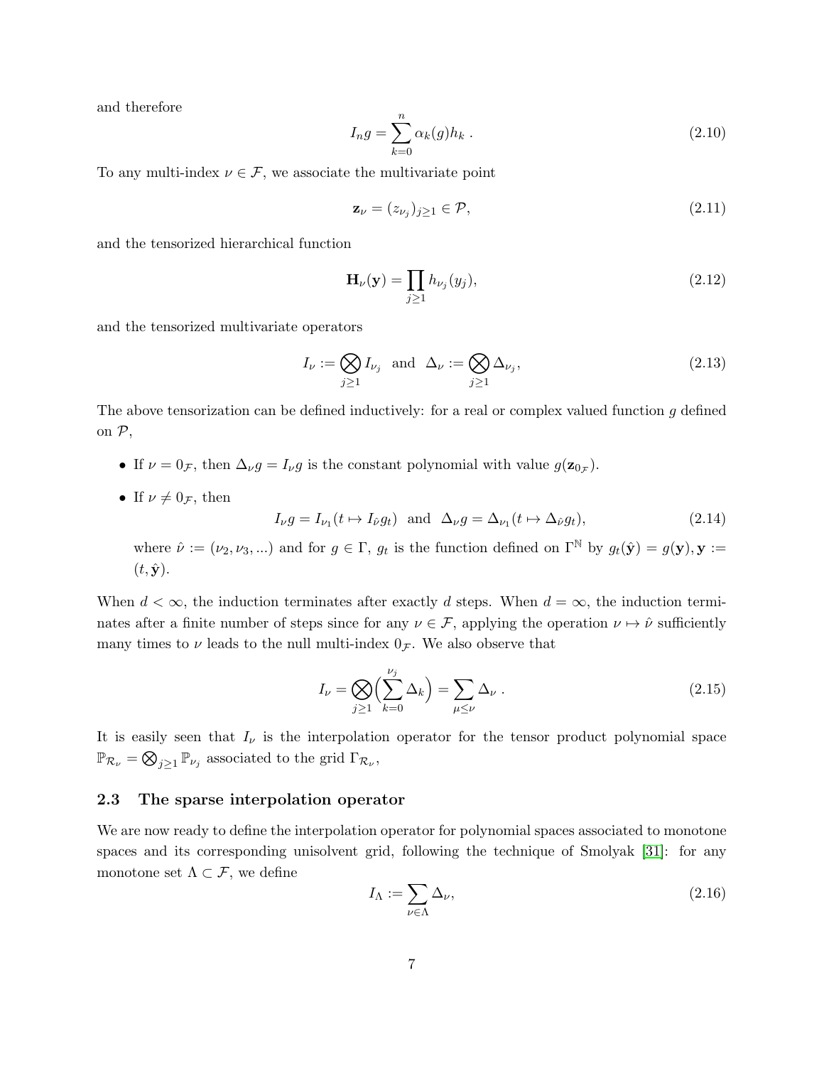and therefore

$$I_n g = \sum_{k=0}^{n} \alpha_k(g) h_k \; . \tag{2.10}$$

To any multi-index $\nu \in \mathcal{F}$, we associate the multivariate point

$$\mathbf{z}_\nu = (z_{\nu_j})_{j \geq 1} \in \mathcal{P}, \tag{2.11}$$

and the tensorized hierarchical function

$$\mathbf{H}_\nu(\mathbf{y}) = \prod_{j \geq 1} h_{\nu_j}(y_j), \tag{2.12}$$

and the tensorized multivariate operators

$$I_\nu := \bigotimes_{j \geq 1} I_{\nu_j} \;\; \text{and} \;\; \Delta_\nu := \bigotimes_{j \geq 1} \Delta_{\nu_j}, \tag{2.13}$$

The above tensorization can be defined inductively: for a real or complex valued function $g$ defined on $\mathcal{P}$,

- If $\nu = 0_\mathcal{F}$, then $\Delta_\nu g = I_\nu g$ is the constant polynomial with value $g(\mathbf{z}_{0_\mathcal{F}})$.
- If $\nu \neq 0_\mathcal{F}$, then

$$I_\nu g = I_{\nu_1}(t \mapsto I_{\hat{\nu}} g_t) \;\; \text{and} \;\; \Delta_\nu g = \Delta_{\nu_1}(t \mapsto \Delta_{\hat{\nu}} g_t), \tag{2.14}$$

  where $\hat{\nu} := (\nu_2, \nu_3, ...)$ and for $g \in \Gamma$, $g_t$ is the function defined on $\Gamma^\mathbb{N}$ by $g_t(\hat{\mathbf{y}}) = g(\mathbf{y}), \mathbf{y} := (t, \hat{\mathbf{y}})$.

When $d < \infty$, the induction terminates after exactly $d$ steps. When $d = \infty$, the induction terminates after a finite number of steps since for any $\nu \in \mathcal{F}$, applying the operation $\nu \mapsto \hat{\nu}$ sufficiently many times to $\nu$ leads to the null multi-index $0_\mathcal{F}$. We also observe that

$$I_\nu = \bigotimes_{j \geq 1} \Big( \sum_{k=0}^{\nu_j} \Delta_k \Big) = \sum_{\mu \leq \nu} \Delta_\nu \; . \tag{2.15}$$

It is easily seen that $I_\nu$ is the interpolation operator for the tensor product polynomial space $\mathbb{P}_{\mathcal{R}_\nu} = \bigotimes_{j \geq 1} \mathbb{P}_{\nu_j}$ associated to the grid $\Gamma_{\mathcal{R}_\nu}$,

### 2.3 The sparse interpolation operator

We are now ready to define the interpolation operator for polynomial spaces associated to monotone spaces and its corresponding unisolvent grid, following the technique of Smolyak [31]: for any monotone set $\Lambda \subset \mathcal{F}$, we define

$$I_\Lambda := \sum_{\nu \in \Lambda} \Delta_\nu, \tag{2.16}$$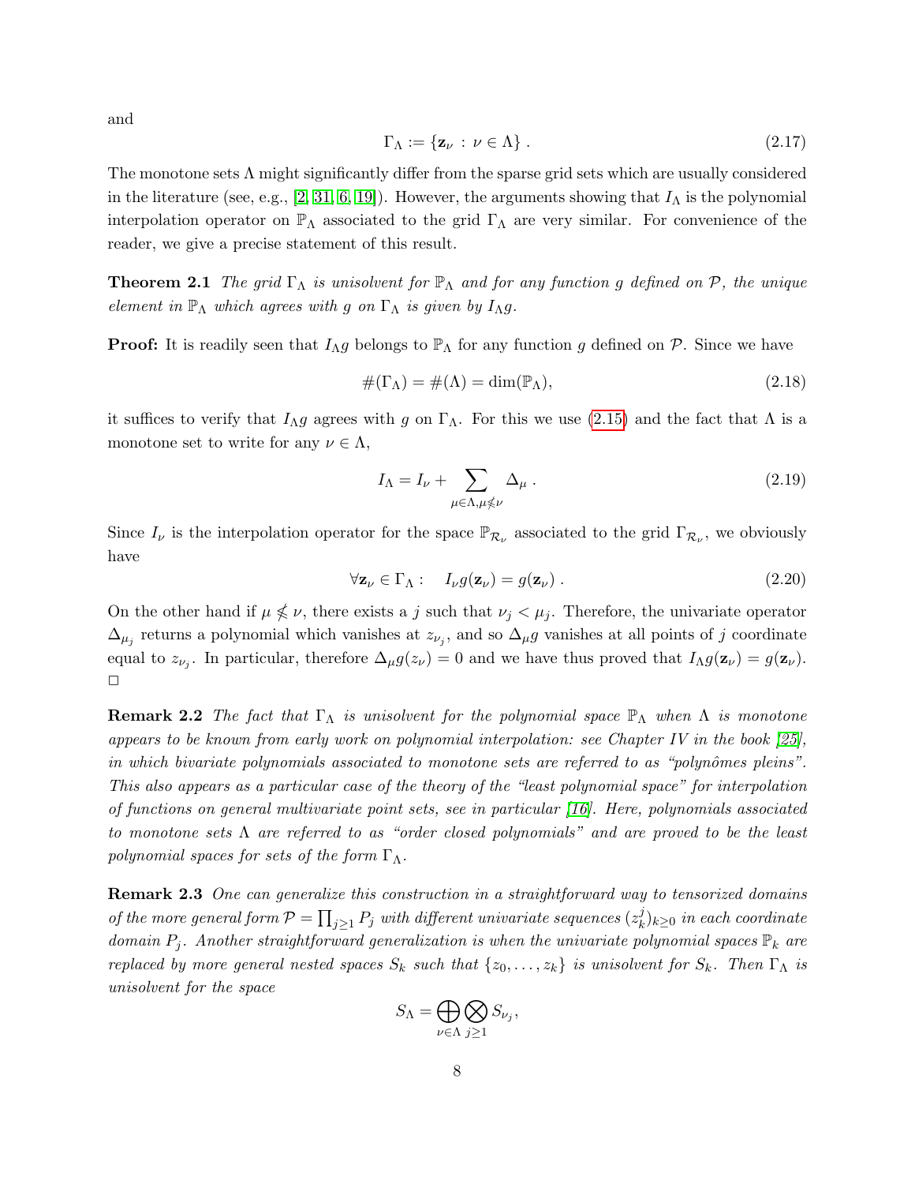and

$$\Gamma_\Lambda := \{\mathbf{z}_\nu \,:\, \nu \in \Lambda\} \,. \tag{2.17}$$

The monotone sets $\Lambda$ might significantly differ from the sparse grid sets which are usually considered in the literature (see, e.g., [2, 31, 6, 19]). However, the arguments showing that $I_\Lambda$ is the polynomial interpolation operator on $\mathbb{P}_\Lambda$ associated to the grid $\Gamma_\Lambda$ are very similar. For convenience of the reader, we give a precise statement of this result.

**Theorem 2.1** *The grid $\Gamma_\Lambda$ is unisolvent for $\mathbb{P}_\Lambda$ and for any function $g$ defined on $\mathcal{P}$, the unique element in $\mathbb{P}_\Lambda$ which agrees with $g$ on $\Gamma_\Lambda$ is given by $I_\Lambda g$.*

**Proof:** It is readily seen that $I_\Lambda g$ belongs to $\mathbb{P}_\Lambda$ for any function $g$ defined on $\mathcal{P}$. Since we have

$$\#(\Gamma_\Lambda) = \#(\Lambda) = \dim(\mathbb{P}_\Lambda), \tag{2.18}$$

it suffices to verify that $I_\Lambda g$ agrees with $g$ on $\Gamma_\Lambda$. For this we use (2.15) and the fact that $\Lambda$ is a monotone set to write for any $\nu \in \Lambda$,

$$I_\Lambda = I_\nu + \sum_{\mu\in\Lambda, \mu\not\leq\nu} \Delta_\mu \,. \tag{2.19}$$

Since $I_\nu$ is the interpolation operator for the space $\mathbb{P}_{\mathcal{R}_\nu}$ associated to the grid $\Gamma_{\mathcal{R}_\nu}$, we obviously have

$$\forall \mathbf{z}_\nu \in \Gamma_\Lambda : \quad I_\nu g(\mathbf{z}_\nu) = g(\mathbf{z}_\nu) \,. \tag{2.20}$$

On the other hand if $\mu \not\leq \nu$, there exists a $j$ such that $\nu_j < \mu_j$. Therefore, the univariate operator $\Delta_{\mu_j}$ returns a polynomial which vanishes at $z_{\nu_j}$, and so $\Delta_\mu g$ vanishes at all points of $j$ coordinate equal to $z_{\nu_j}$. In particular, therefore $\Delta_\mu g(z_\nu) = 0$ and we have thus proved that $I_\Lambda g(\mathbf{z}_\nu) = g(\mathbf{z}_\nu)$. $\Box$

**Remark 2.2** *The fact that $\Gamma_\Lambda$ is unisolvent for the polynomial space $\mathbb{P}_\Lambda$ when $\Lambda$ is monotone appears to be known from early work on polynomial interpolation: see Chapter IV in the book [25], in which bivariate polynomials associated to monotone sets are referred to as "polynômes pleins". This also appears as a particular case of the theory of the "least polynomial space" for interpolation of functions on general multivariate point sets, see in particular [16]. Here, polynomials associated to monotone sets $\Lambda$ are referred to as "order closed polynomials" and are proved to be the least polynomial spaces for sets of the form $\Gamma_\Lambda$.*

**Remark 2.3** *One can generalize this construction in a straightforward way to tensorized domains of the more general form $\mathcal{P} = \prod_{j\geq 1} P_j$ with different univariate sequences $(z_k^j)_{k\geq 0}$ in each coordinate domain $P_j$. Another straightforward generalization is when the univariate polynomial spaces $\mathbb{P}_k$ are replaced by more general nested spaces $S_k$ such that $\{z_0, \ldots, z_k\}$ is unisolvent for $S_k$. Then $\Gamma_\Lambda$ is unisolvent for the space*

$$S_\Lambda = \bigoplus_{\nu\in\Lambda} \bigotimes_{j\geq 1} S_{\nu_j},$$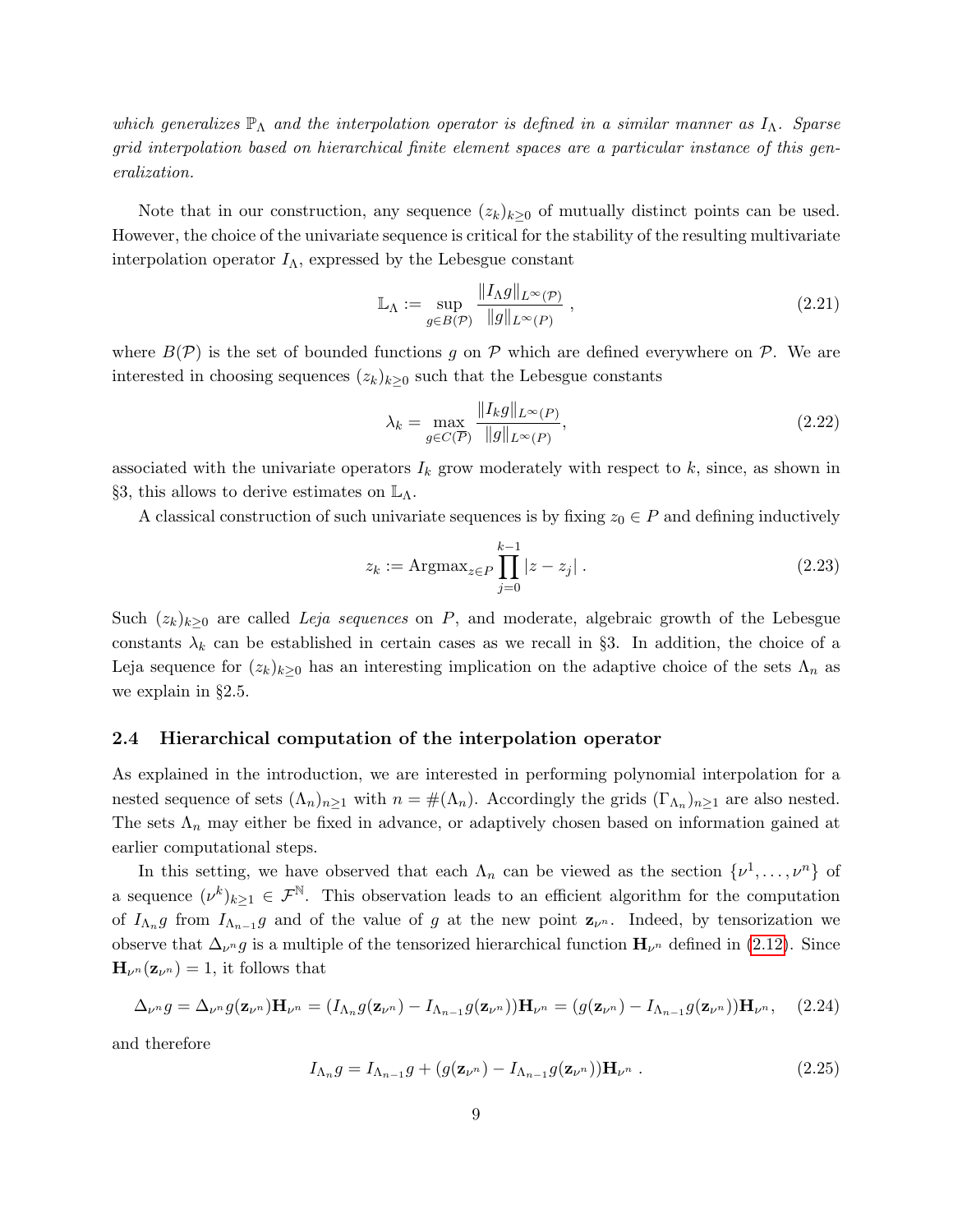*which generalizes $\mathbb{P}_\Lambda$ and the interpolation operator is defined in a similar manner as $I_\Lambda$. Sparse grid interpolation based on hierarchical finite element spaces are a particular instance of this generalization.*

Note that in our construction, any sequence $(z_k)_{k\geq 0}$ of mutually distinct points can be used. However, the choice of the univariate sequence is critical for the stability of the resulting multivariate interpolation operator $I_\Lambda$, expressed by the Lebesgue constant

$$\mathbb{L}_\Lambda := \sup_{g\in B(\mathcal{P})} \frac{\|I_\Lambda g\|_{L^\infty(\mathcal{P})}}{\|g\|_{L^\infty(P)}} , \tag{2.21}$$

where $B(\mathcal{P})$ is the set of bounded functions $g$ on $\mathcal{P}$ which are defined everywhere on $\mathcal{P}$. We are interested in choosing sequences $(z_k)_{k\geq 0}$ such that the Lebesgue constants

$$\lambda_k = \max_{g\in C(\overline{P})} \frac{\|I_k g\|_{L^\infty(P)}}{\|g\|_{L^\infty(P)}}, \tag{2.22}$$

associated with the univariate operators $I_k$ grow moderately with respect to $k$, since, as shown in §3, this allows to derive estimates on $\mathbb{L}_\Lambda$.

A classical construction of such univariate sequences is by fixing $z_0 \in P$ and defining inductively

$$z_k := \text{Argmax}_{z\in P} \prod_{j=0}^{k-1} |z - z_j| . \tag{2.23}$$

Such $(z_k)_{k\geq 0}$ are called *Leja sequences* on $P$, and moderate, algebraic growth of the Lebesgue constants $\lambda_k$ can be established in certain cases as we recall in §3. In addition, the choice of a Leja sequence for $(z_k)_{k\geq 0}$ has an interesting implication on the adaptive choice of the sets $\Lambda_n$ as we explain in §2.5.

### 2.4 Hierarchical computation of the interpolation operator

As explained in the introduction, we are interested in performing polynomial interpolation for a nested sequence of sets $(\Lambda_n)_{n\geq 1}$ with $n = \#(\Lambda_n)$. Accordingly the grids $(\Gamma_{\Lambda_n})_{n\geq 1}$ are also nested. The sets $\Lambda_n$ may either be fixed in advance, or adaptively chosen based on information gained at earlier computational steps.

In this setting, we have observed that each $\Lambda_n$ can be viewed as the section $\{\nu^1, \dots, \nu^n\}$ of a sequence $(\nu^k)_{k\geq 1} \in \mathcal{F}^{\mathbb{N}}$. This observation leads to an efficient algorithm for the computation of $I_{\Lambda_n} g$ from $I_{\Lambda_{n-1}} g$ and of the value of $g$ at the new point $\mathbf{z}_{\nu^n}$. Indeed, by tensorization we observe that $\Delta_{\nu^n} g$ is a multiple of the tensorized hierarchical function $\mathbf{H}_{\nu^n}$ defined in (2.12). Since $\mathbf{H}_{\nu^n}(\mathbf{z}_{\nu^n}) = 1$, it follows that

$$\Delta_{\nu^n} g = \Delta_{\nu^n} g(\mathbf{z}_{\nu^n})\mathbf{H}_{\nu^n} = (I_{\Lambda_n} g(\mathbf{z}_{\nu^n}) - I_{\Lambda_{n-1}} g(\mathbf{z}_{\nu^n}))\mathbf{H}_{\nu^n} = (g(\mathbf{z}_{\nu^n}) - I_{\Lambda_{n-1}} g(\mathbf{z}_{\nu^n}))\mathbf{H}_{\nu^n}, \tag{2.24}$$

and therefore

$$I_{\Lambda_n} g = I_{\Lambda_{n-1}} g + (g(\mathbf{z}_{\nu^n}) - I_{\Lambda_{n-1}} g(\mathbf{z}_{\nu^n}))\mathbf{H}_{\nu^n} . \tag{2.25}$$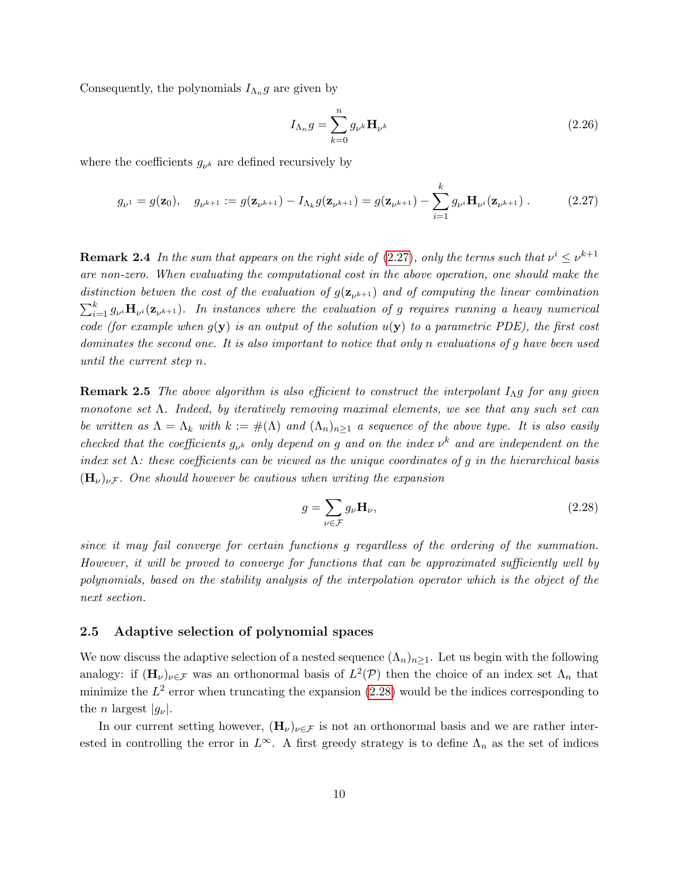Consequently, the polynomials $I_{\Lambda_n} g$ are given by

$$I_{\Lambda_n} g = \sum_{k=0}^{n} g_{\nu^k} \mathbf{H}_{\nu^k} \tag{2.26}$$

where the coefficients $g_{\nu^k}$ are defined recursively by

$$g_{\nu^1} = g(\mathbf{z}_0), \quad g_{\nu^{k+1}} := g(\mathbf{z}_{\nu^{k+1}}) - I_{\Lambda_k} g(\mathbf{z}_{\nu^{k+1}}) = g(\mathbf{z}_{\nu^{k+1}}) - \sum_{i=1}^{k} g_{\nu^i} \mathbf{H}_{\nu^i}(\mathbf{z}_{\nu^{k+1}}) \,. \tag{2.27}$$

**Remark 2.4** *In the sum that appears on the right side of (2.27), only the terms such that $\nu^i \leq \nu^{k+1}$ are non-zero. When evaluating the computational cost in the above operation, one should make the distinction betwen the cost of the evaluation of $g(\mathbf{z}_{\nu^{k+1}})$ and of computing the linear combination $\sum_{i=1}^{k} g_{\nu^i} \mathbf{H}_{\nu^i}(\mathbf{z}_{\nu^{k+1}})$. In instances where the evaluation of $g$ requires running a heavy numerical code (for example when $g(\mathbf{y})$ is an output of the solution $u(\mathbf{y})$ to a parametric PDE), the first cost dominates the second one. It is also important to notice that only $n$ evaluations of $g$ have been used until the current step $n$.*

**Remark 2.5** *The above algorithm is also efficient to construct the interpolant $I_\Lambda g$ for any given monotone set $\Lambda$. Indeed, by iteratively removing maximal elements, we see that any such set can be written as $\Lambda = \Lambda_k$ with $k := \#(\Lambda)$ and $(\Lambda_n)_{n \geq 1}$ a sequence of the above type. It is also easily checked that the coefficients $g_{\nu^k}$ only depend on $g$ and on the index $\nu^k$ and are independent on the index set $\Lambda$: these coefficients can be viewed as the unique coordinates of $g$ in the hierarchical basis $(\mathbf{H}_\nu)_{\nu \mathcal{F}}$. One should however be cautious when writing the expansion*

$$g = \sum_{\nu \in \mathcal{F}} g_\nu \mathbf{H}_\nu, \tag{2.28}$$

*since it may fail converge for certain functions $g$ regardless of the ordering of the summation. However, it will be proved to converge for functions that can be approximated sufficiently well by polynomials, based on the stability analysis of the interpolation operator which is the object of the next section.*

## 2.5 Adaptive selection of polynomial spaces

We now discuss the adaptive selection of a nested sequence $(\Lambda_n)_{n \geq 1}$. Let us begin with the following analogy: if $(\mathbf{H}_\nu)_{\nu \in \mathcal{F}}$ was an orthonormal basis of $L^2(\mathcal{P})$ then the choice of an index set $\Lambda_n$ that minimize the $L^2$ error when truncating the expansion (2.28) would be the indices corresponding to the $n$ largest $|g_\nu|$.

In our current setting however, $(\mathbf{H}_\nu)_{\nu \in \mathcal{F}}$ is not an orthonormal basis and we are rather interested in controlling the error in $L^\infty$. A first greedy strategy is to define $\Lambda_n$ as the set of indices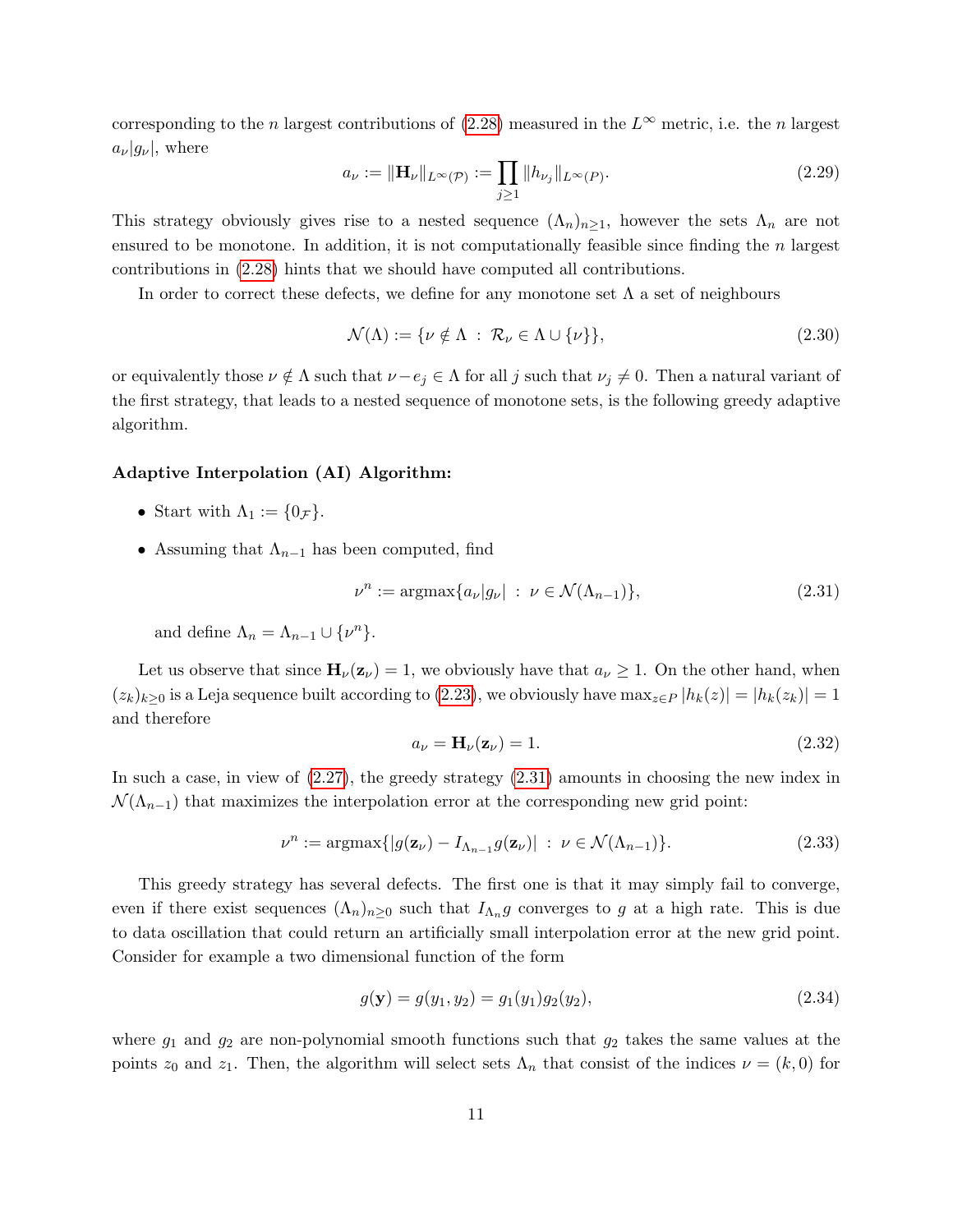corresponding to the $n$ largest contributions of (2.28) measured in the $L^\infty$ metric, i.e. the $n$ largest $a_\nu |g_\nu|$, where

$$a_\nu := \|\mathbf{H}_\nu\|_{L^\infty(\mathcal{P})} := \prod_{j\geq 1} \|h_{\nu_j}\|_{L^\infty(P)}. \tag{2.29}$$

This strategy obviously gives rise to a nested sequence $(\Lambda_n)_{n\geq 1}$, however the sets $\Lambda_n$ are not ensured to be monotone. In addition, it is not computationally feasible since finding the $n$ largest contributions in (2.28) hints that we should have computed all contributions.

In order to correct these defects, we define for any monotone set $\Lambda$ a set of neighbours

$$\mathcal{N}(\Lambda) := \{\nu \notin \Lambda \ : \ \mathcal{R}_\nu \in \Lambda \cup \{\nu\}\}, \tag{2.30}$$

or equivalently those $\nu \notin \Lambda$ such that $\nu - e_j \in \Lambda$ for all $j$ such that $\nu_j \neq 0$. Then a natural variant of the first strategy, that leads to a nested sequence of monotone sets, is the following greedy adaptive algorithm.

**Adaptive Interpolation (AI) Algorithm:**

- Start with $\Lambda_1 := \{0_\mathcal{F}\}$.
- Assuming that $\Lambda_{n-1}$ has been computed, find

$$\nu^n := \operatorname{argmax}\{a_\nu |g_\nu| \ : \ \nu \in \mathcal{N}(\Lambda_{n-1})\}, \tag{2.31}$$

  and define $\Lambda_n = \Lambda_{n-1} \cup \{\nu^n\}$.

Let us observe that since $\mathbf{H}_\nu(\mathbf{z}_\nu) = 1$, we obviously have that $a_\nu \geq 1$. On the other hand, when $(z_k)_{k\geq 0}$ is a Leja sequence built according to (2.23), we obviously have $\max_{z\in P} |h_k(z)| = |h_k(z_k)| = 1$ and therefore

$$a_\nu = \mathbf{H}_\nu(\mathbf{z}_\nu) = 1. \tag{2.32}$$

In such a case, in view of (2.27), the greedy strategy (2.31) amounts in choosing the new index in $\mathcal{N}(\Lambda_{n-1})$ that maximizes the interpolation error at the corresponding new grid point:

$$\nu^n := \operatorname{argmax}\{|g(\mathbf{z}_\nu) - I_{\Lambda_{n-1}} g(\mathbf{z}_\nu)| \ : \ \nu \in \mathcal{N}(\Lambda_{n-1})\}. \tag{2.33}$$

This greedy strategy has several defects. The first one is that it may simply fail to converge, even if there exist sequences $(\Lambda_n)_{n\geq 0}$ such that $I_{\Lambda_n} g$ converges to $g$ at a high rate. This is due to data oscillation that could return an artificially small interpolation error at the new grid point. Consider for example a two dimensional function of the form

$$g(\mathbf{y}) = g(y_1, y_2) = g_1(y_1) g_2(y_2), \tag{2.34}$$

where $g_1$ and $g_2$ are non-polynomial smooth functions such that $g_2$ takes the same values at the points $z_0$ and $z_1$. Then, the algorithm will select sets $\Lambda_n$ that consist of the indices $\nu = (k, 0)$ for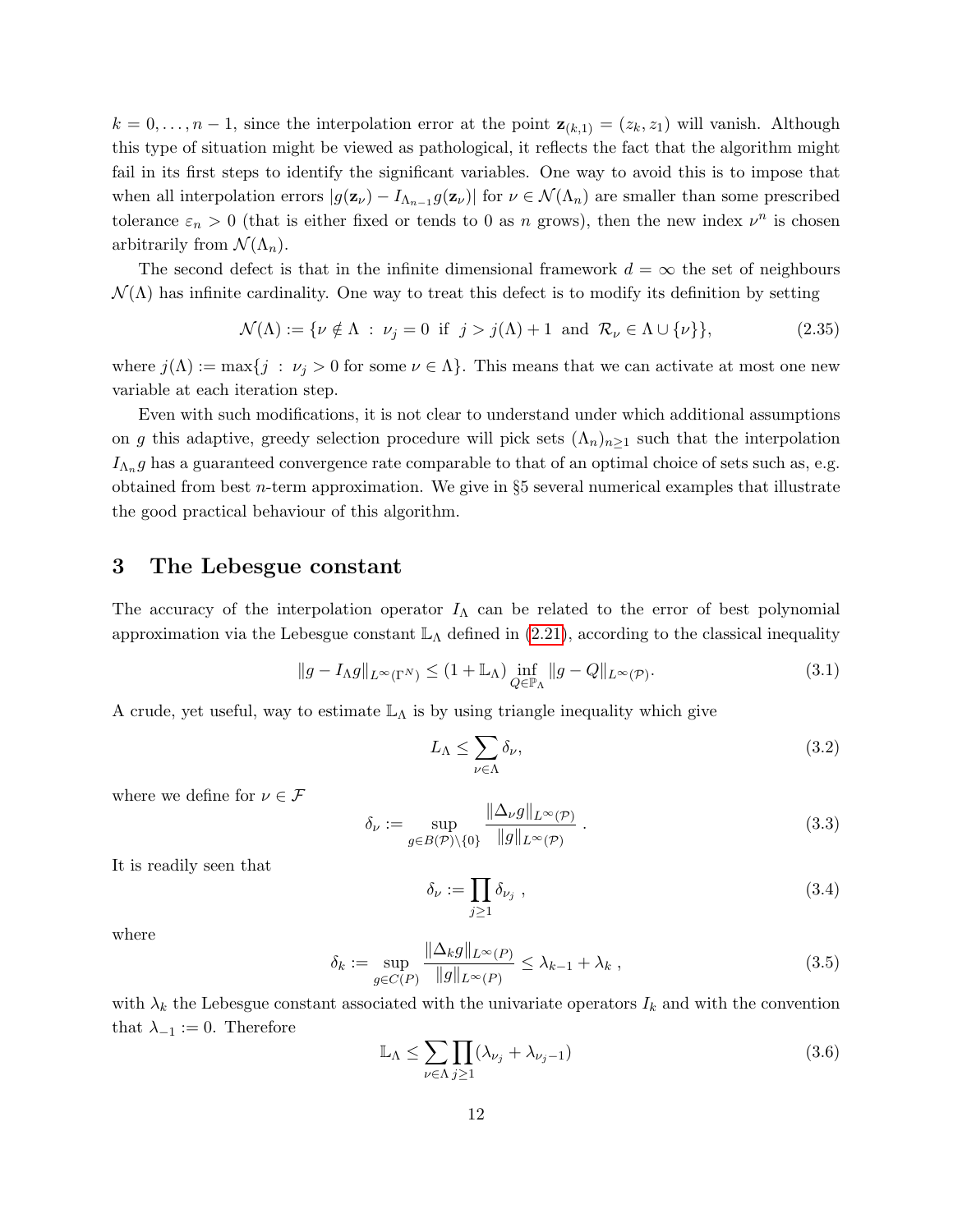$k = 0, \ldots, n-1$, since the interpolation error at the point $\mathbf{z}_{(k,1)} = (z_k, z_1)$ will vanish. Although this type of situation might be viewed as pathological, it reflects the fact that the algorithm might fail in its first steps to identify the significant variables. One way to avoid this is to impose that when all interpolation errors $|g(\mathbf{z}_\nu) - I_{\Lambda_{n-1}} g(\mathbf{z}_\nu)|$ for $\nu \in \mathcal{N}(\Lambda_n)$ are smaller than some prescribed tolerance $\varepsilon_n > 0$ (that is either fixed or tends to 0 as $n$ grows), then the new index $\nu^n$ is chosen arbitrarily from $\mathcal{N}(\Lambda_n)$.

The second defect is that in the infinite dimensional framework $d = \infty$ the set of neighbours $\mathcal{N}(\Lambda)$ has infinite cardinality. One way to treat this defect is to modify its definition by setting

$$\mathcal{N}(\Lambda) := \{\nu \notin \Lambda \; : \; \nu_j = 0 \;\text{ if }\; j > j(\Lambda) + 1 \;\text{ and }\; \mathcal{R}_\nu \in \Lambda \cup \{\nu\}\}, \tag{2.35}$$

where $j(\Lambda) := \max\{j \; : \; \nu_j > 0 \text{ for some } \nu \in \Lambda\}$. This means that we can activate at most one new variable at each iteration step.

Even with such modifications, it is not clear to understand under which additional assumptions on $g$ this adaptive, greedy selection procedure will pick sets $(\Lambda_n)_{n \geq 1}$ such that the interpolation $I_{\Lambda_n} g$ has a guaranteed convergence rate comparable to that of an optimal choice of sets such as, e.g. obtained from best $n$-term approximation. We give in §5 several numerical examples that illustrate the good practical behaviour of this algorithm.

## 3 The Lebesgue constant

The accuracy of the interpolation operator $I_\Lambda$ can be related to the error of best polynomial approximation via the Lebesgue constant $\mathbb{L}_\Lambda$ defined in (2.21), according to the classical inequality

$$\|g - I_\Lambda g\|_{L^\infty(\Gamma^N)} \leq (1 + \mathbb{L}_\Lambda) \inf_{Q \in \mathbb{P}_\Lambda} \|g - Q\|_{L^\infty(\mathcal{P})}. \tag{3.1}$$

A crude, yet useful, way to estimate $\mathbb{L}_\Lambda$ is by using triangle inequality which give

$$L_\Lambda \leq \sum_{\nu \in \Lambda} \delta_\nu, \tag{3.2}$$

where we define for $\nu \in \mathcal{F}$

$$\delta_\nu := \sup_{g \in B(\mathcal{P}) \setminus \{0\}} \frac{\|\Delta_\nu g\|_{L^\infty(\mathcal{P})}}{\|g\|_{L^\infty(\mathcal{P})}} . \tag{3.3}$$

It is readily seen that

$$\delta_\nu := \prod_{j \geq 1} \delta_{\nu_j} \, , \tag{3.4}$$

where

$$\delta_k := \sup_{g \in C(P)} \frac{\|\Delta_k g\|_{L^\infty(P)}}{\|g\|_{L^\infty(P)}} \leq \lambda_{k-1} + \lambda_k \, , \tag{3.5}$$

with $\lambda_k$ the Lebesgue constant associated with the univariate operators $I_k$ and with the convention that $\lambda_{-1} := 0$. Therefore

$$\mathbb{L}_\Lambda \leq \sum_{\nu \in \Lambda} \prod_{j \geq 1} (\lambda_{\nu_j} + \lambda_{\nu_j - 1}) \tag{3.6}$$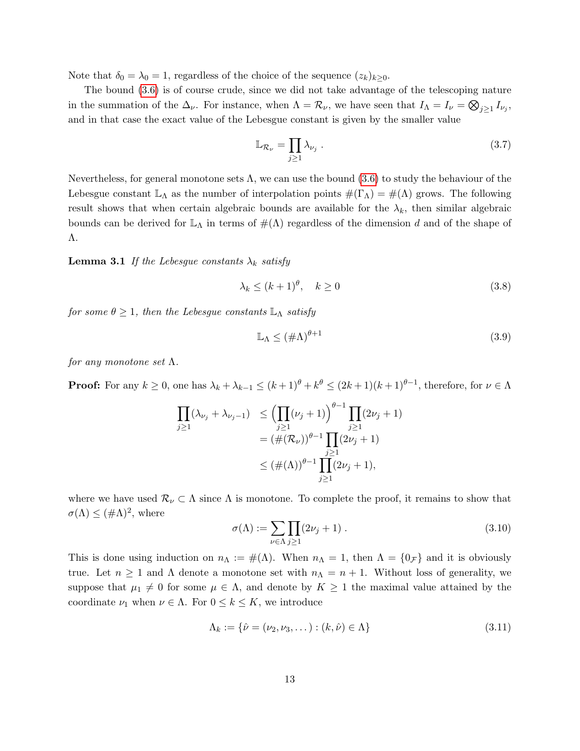Note that $\delta_0 = \lambda_0 = 1$, regardless of the choice of the sequence $(z_k)_{k\geq 0}$.

The bound (3.6) is of course crude, since we did not take advantage of the telescoping nature in the summation of the $\Delta_\nu$. For instance, when $\Lambda = \mathcal{R}_\nu$, we have seen that $I_\Lambda = I_\nu = \bigotimes_{j\geq 1} I_{\nu_j}$, and in that case the exact value of the Lebesgue constant is given by the smaller value

$$\mathbb{L}_{\mathcal{R}_\nu} = \prod_{j\geq 1} \lambda_{\nu_j} \,. \tag{3.7}$$

Nevertheless, for general monotone sets $\Lambda$, we can use the bound (3.6) to study the behaviour of the Lebesgue constant $\mathbb{L}_\Lambda$ as the number of interpolation points $\#(\Gamma_\Lambda) = \#(\Lambda)$ grows. The following result shows that when certain algebraic bounds are available for the $\lambda_k$, then similar algebraic bounds can be derived for $\mathbb{L}_\Lambda$ in terms of $\#(\Lambda)$ regardless of the dimension $d$ and of the shape of $\Lambda$.

**Lemma 3.1** *If the Lebesgue constants $\lambda_k$ satisfy*

$$\lambda_k \leq (k+1)^\theta, \quad k \geq 0 \tag{3.8}$$

*for some $\theta \geq 1$, then the Lebesgue constants $\mathbb{L}_\Lambda$ satisfy*

$$\mathbb{L}_\Lambda \leq (\#\Lambda)^{\theta+1} \tag{3.9}$$

*for any monotone set $\Lambda$.*

**Proof:** For any $k \geq 0$, one has $\lambda_k + \lambda_{k-1} \leq (k+1)^\theta + k^\theta \leq (2k+1)(k+1)^{\theta-1}$, therefore, for $\nu \in \Lambda$

$$\begin{aligned}
\prod_{j\geq 1}(\lambda_{\nu_j} + \lambda_{\nu_j - 1}) &\leq \Big(\prod_{j\geq 1}(\nu_j+1)\Big)^{\theta-1} \prod_{j\geq 1}(2\nu_j+1) \\
&= (\#(\mathcal{R}_\nu))^{\theta-1} \prod_{j\geq 1}(2\nu_j+1) \\
&\leq (\#(\Lambda))^{\theta-1} \prod_{j\geq 1}(2\nu_j+1),
\end{aligned}$$

where we have used $\mathcal{R}_\nu \subset \Lambda$ since $\Lambda$ is monotone. To complete the proof, it remains to show that $\sigma(\Lambda) \leq (\#\Lambda)^2$, where

$$\sigma(\Lambda) := \sum_{\nu\in\Lambda} \prod_{j\geq 1}(2\nu_j+1) \,. \tag{3.10}$$

This is done using induction on $n_\Lambda := \#(\Lambda)$. When $n_\Lambda = 1$, then $\Lambda = \{0_\mathcal{F}\}$ and it is obviously true. Let $n \geq 1$ and $\Lambda$ denote a monotone set with $n_\Lambda = n+1$. Without loss of generality, we suppose that $\mu_1 \neq 0$ for some $\mu \in \Lambda$, and denote by $K \geq 1$ the maximal value attained by the coordinate $\nu_1$ when $\nu \in \Lambda$. For $0 \leq k \leq K$, we introduce

$$\Lambda_k := \{\hat{\nu} = (\nu_2, \nu_3, \dots) : (k, \hat{\nu}) \in \Lambda\} \tag{3.11}$$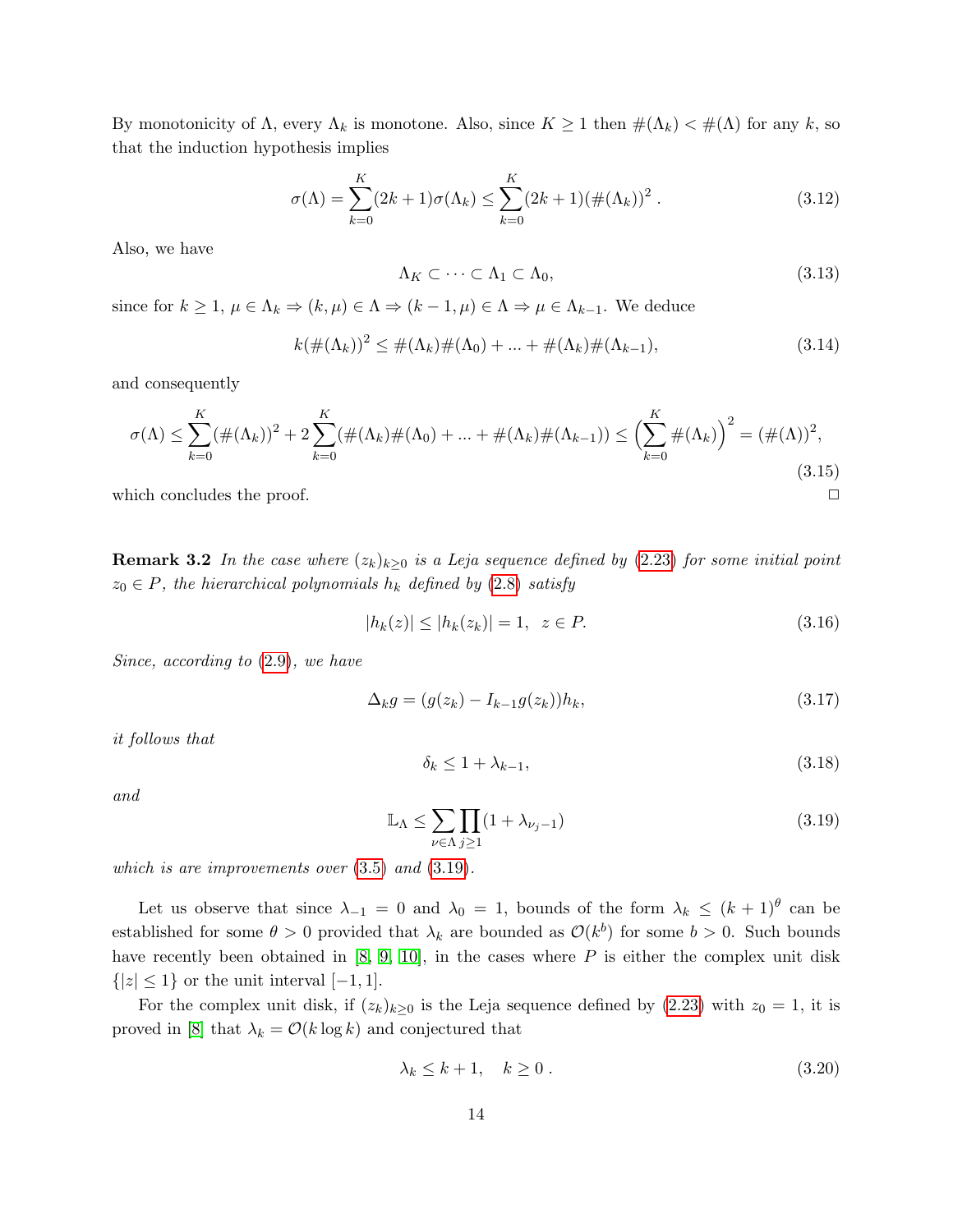By monotonicity of $\Lambda$, every $\Lambda_k$ is monotone. Also, since $K \geq 1$ then $\#(\Lambda_k) < \#(\Lambda)$ for any $k$, so that the induction hypothesis implies

$$\sigma(\Lambda) = \sum_{k=0}^{K}(2k+1)\sigma(\Lambda_k) \leq \sum_{k=0}^{K}(2k+1)(\#(\Lambda_k))^2 . \tag{3.12}$$

Also, we have

$$\Lambda_K \subset \cdots \subset \Lambda_1 \subset \Lambda_0, \tag{3.13}$$

since for $k \geq 1$, $\mu \in \Lambda_k \Rightarrow (k, \mu) \in \Lambda \Rightarrow (k-1, \mu) \in \Lambda \Rightarrow \mu \in \Lambda_{k-1}$. We deduce

$$k(\#(\Lambda_k))^2 \leq \#(\Lambda_k)\#(\Lambda_0) + ... + \#(\Lambda_k)\#(\Lambda_{k-1}), \tag{3.14}$$

and consequently

$$\sigma(\Lambda) \leq \sum_{k=0}^{K}(\#(\Lambda_k))^2 + 2\sum_{k=0}^{K}(\#(\Lambda_k)\#(\Lambda_0) + ... + \#(\Lambda_k)\#(\Lambda_{k-1})) \leq \Big(\sum_{k=0}^{K}\#(\Lambda_k)\Big)^2 = (\#(\Lambda))^2, \tag{3.15}$$

which concludes the proof. $\square$

**Remark 3.2** *In the case where $(z_k)_{k\geq 0}$ is a Leja sequence defined by (2.23) for some initial point $z_0 \in P$, the hierarchical polynomials $h_k$ defined by (2.8) satisfy*

$$|h_k(z)| \leq |h_k(z_k)| = 1, \;\; z \in P. \tag{3.16}$$

*Since, according to (2.9), we have*

$$\Delta_k g = (g(z_k) - I_{k-1}g(z_k))h_k, \tag{3.17}$$

*it follows that*

$$\delta_k \leq 1 + \lambda_{k-1}, \tag{3.18}$$

*and*

$$\mathbb{L}_\Lambda \leq \sum_{\nu\in\Lambda}\prod_{j\geq 1}(1 + \lambda_{\nu_j - 1}) \tag{3.19}$$

*which is are improvements over (3.5) and (3.19).*

Let us observe that since $\lambda_{-1} = 0$ and $\lambda_0 = 1$, bounds of the form $\lambda_k \leq (k+1)^\theta$ can be established for some $\theta > 0$ provided that $\lambda_k$ are bounded as $\mathcal{O}(k^b)$ for some $b > 0$. Such bounds have recently been obtained in [8, 9, 10], in the cases where $P$ is either the complex unit disk $\{|z| \leq 1\}$ or the unit interval $[-1, 1]$.

For the complex unit disk, if $(z_k)_{k\geq 0}$ is the Leja sequence defined by (2.23) with $z_0 = 1$, it is proved in [8] that $\lambda_k = \mathcal{O}(k \log k)$ and conjectured that

$$\lambda_k \leq k + 1, \quad k \geq 0 . \tag{3.20}$$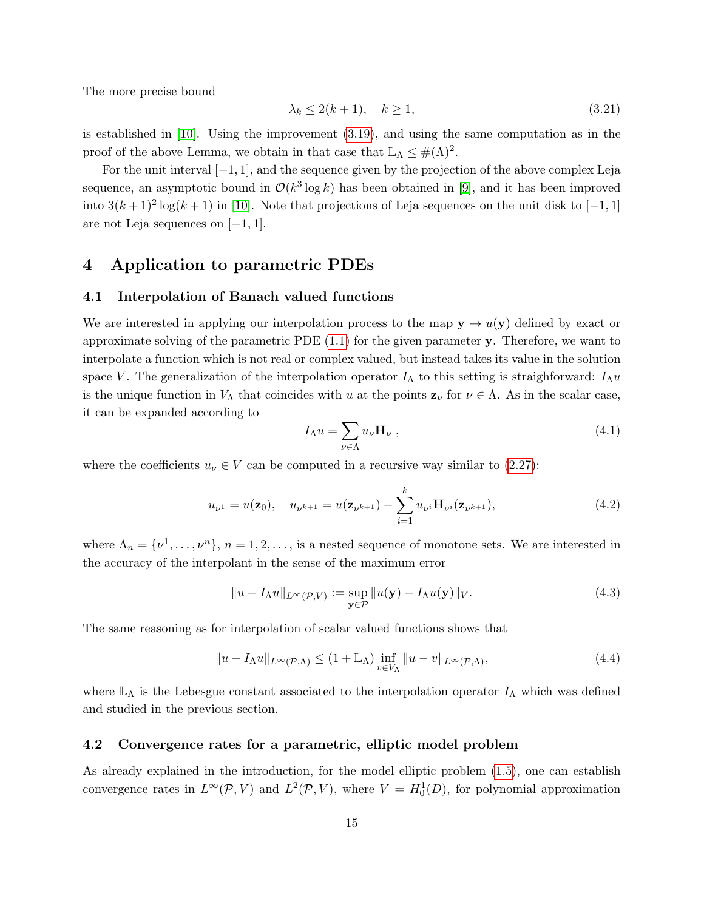The more precise bound

$$\lambda_k \leq 2(k+1), \quad k \geq 1, \tag{3.21}$$

is established in [10]. Using the improvement (3.19), and using the same computation as in the proof of the above Lemma, we obtain in that case that $\mathbb{L}_\Lambda \leq \#(\Lambda)^2$.

For the unit interval $[-1,1]$, and the sequence given by the projection of the above complex Leja sequence, an asymptotic bound in $\mathcal{O}(k^3 \log k)$ has been obtained in [9], and it has been improved into $3(k+1)^2 \log(k+1)$ in [10]. Note that projections of Leja sequences on the unit disk to $[-1,1]$ are not Leja sequences on $[-1,1]$.

# 4 Application to parametric PDEs

## 4.1 Interpolation of Banach valued functions

We are interested in applying our interpolation process to the map $\mathbf{y} \mapsto u(\mathbf{y})$ defined by exact or approximate solving of the parametric PDE (1.1) for the given parameter $\mathbf{y}$. Therefore, we want to interpolate a function which is not real or complex valued, but instead takes its value in the solution space $V$. The generalization of the interpolation operator $I_\Lambda$ to this setting is straighforward: $I_\Lambda u$ is the unique function in $V_\Lambda$ that coincides with $u$ at the points $\mathbf{z}_\nu$ for $\nu \in \Lambda$. As in the scalar case, it can be expanded according to

$$I_\Lambda u = \sum_{\nu \in \Lambda} u_\nu \mathbf{H}_\nu \,, \tag{4.1}$$

where the coefficients $u_\nu \in V$ can be computed in a recursive way similar to (2.27):

$$u_{\nu^1} = u(\mathbf{z}_0), \quad u_{\nu^{k+1}} = u(\mathbf{z}_{\nu^{k+1}}) - \sum_{i=1}^{k} u_{\nu^i} \mathbf{H}_{\nu^i}(\mathbf{z}_{\nu^{k+1}}), \tag{4.2}$$

where $\Lambda_n = \{\nu^1, \ldots, \nu^n\}$, $n = 1, 2, \ldots$, is a nested sequence of monotone sets. We are interested in the accuracy of the interpolant in the sense of the maximum error

$$\|u - I_\Lambda u\|_{L^\infty(\mathcal{P},V)} := \sup_{\mathbf{y} \in \mathcal{P}} \|u(\mathbf{y}) - I_\Lambda u(\mathbf{y})\|_V. \tag{4.3}$$

The same reasoning as for interpolation of scalar valued functions shows that

$$\|u - I_\Lambda u\|_{L^\infty(\mathcal{P},\Lambda)} \leq (1 + \mathbb{L}_\Lambda) \inf_{v \in V_\Lambda} \|u - v\|_{L^\infty(\mathcal{P},\Lambda)}, \tag{4.4}$$

where $\mathbb{L}_\Lambda$ is the Lebesgue constant associated to the interpolation operator $I_\Lambda$ which was defined and studied in the previous section.

## 4.2 Convergence rates for a parametric, elliptic model problem

As already explained in the introduction, for the model elliptic problem (1.5), one can establish convergence rates in $L^\infty(\mathcal{P}, V)$ and $L^2(\mathcal{P}, V)$, where $V = H_0^1(D)$, for polynomial approximation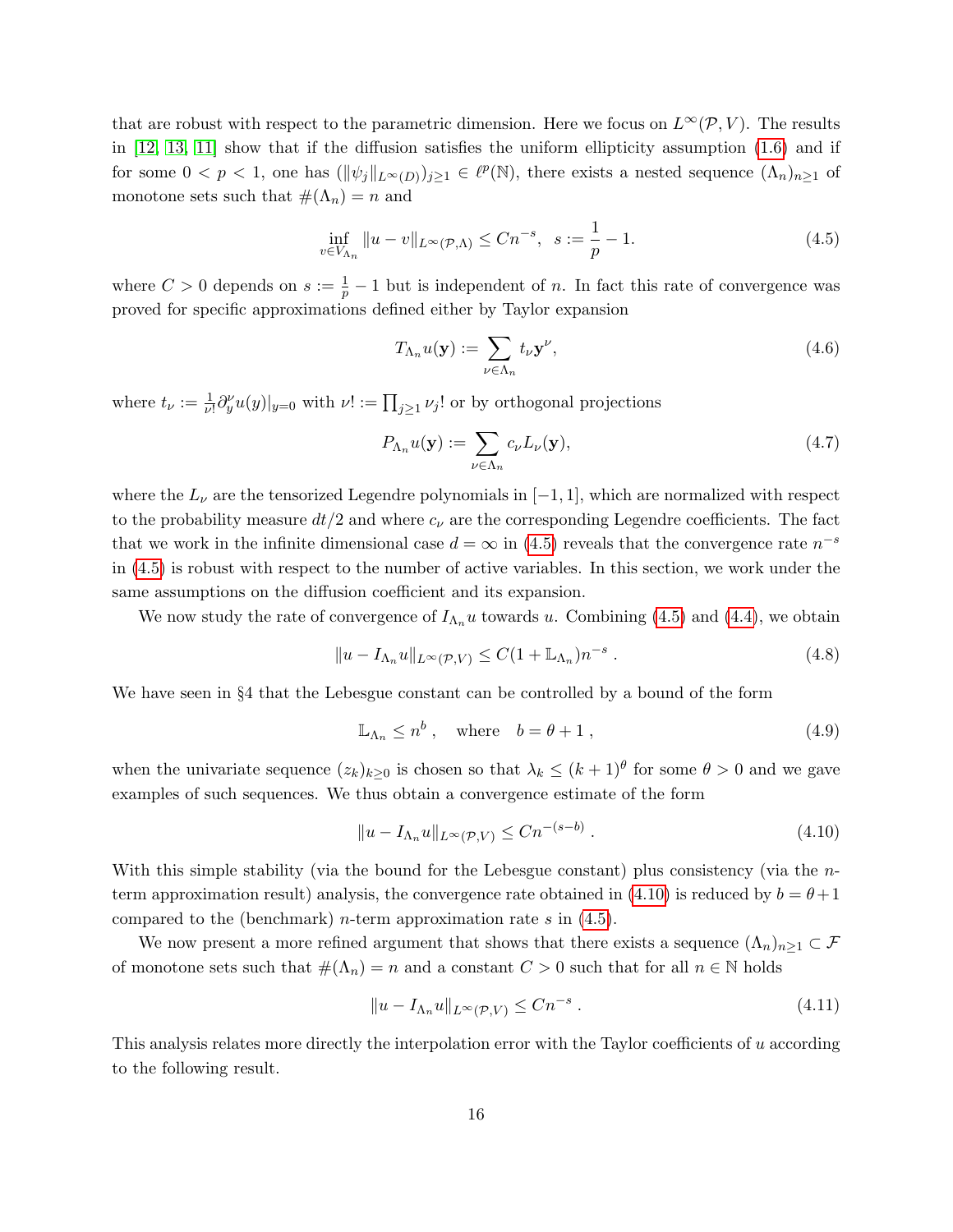that are robust with respect to the parametric dimension. Here we focus on $L^\infty(\mathcal{P}, V)$. The results in [12, 13, 11] show that if the diffusion satisfies the uniform ellipticity assumption (1.6) and if for some $0 < p < 1$, one has $(\|\psi_j\|_{L^\infty(D)})_{j\geq 1} \in \ell^p(\mathbb{N})$, there exists a nested sequence $(\Lambda_n)_{n\geq 1}$ of monotone sets such that $\#(\Lambda_n) = n$ and

$$\inf_{v \in V_{\Lambda_n}} \|u - v\|_{L^\infty(\mathcal{P},\Lambda)} \leq C n^{-s}, \quad s := \frac{1}{p} - 1. \tag{4.5}$$

where $C > 0$ depends on $s := \frac{1}{p} - 1$ but is independent of $n$. In fact this rate of convergence was proved for specific approximations defined either by Taylor expansion

$$T_{\Lambda_n} u(\mathbf{y}) := \sum_{\nu \in \Lambda_n} t_\nu \mathbf{y}^\nu, \tag{4.6}$$

where $t_\nu := \frac{1}{\nu!} \partial_y^\nu u(y)|_{y=0}$ with $\nu! := \prod_{j\geq 1} \nu_j!$ or by orthogonal projections

$$P_{\Lambda_n} u(\mathbf{y}) := \sum_{\nu \in \Lambda_n} c_\nu L_\nu(\mathbf{y}), \tag{4.7}$$

where the $L_\nu$ are the tensorized Legendre polynomials in $[-1, 1]$, which are normalized with respect to the probability measure $dt/2$ and where $c_\nu$ are the corresponding Legendre coefficients. The fact that we work in the infinite dimensional case $d = \infty$ in (4.5) reveals that the convergence rate $n^{-s}$ in (4.5) is robust with respect to the number of active variables. In this section, we work under the same assumptions on the diffusion coefficient and its expansion.

We now study the rate of convergence of $I_{\Lambda_n} u$ towards $u$. Combining (4.5) and (4.4), we obtain

$$\|u - I_{\Lambda_n} u\|_{L^\infty(\mathcal{P},V)} \leq C(1 + \mathbb{L}_{\Lambda_n}) n^{-s} \,. \tag{4.8}$$

We have seen in §4 that the Lebesgue constant can be controlled by a bound of the form

$$\mathbb{L}_{\Lambda_n} \leq n^b \,, \quad \text{where} \quad b = \theta + 1 \,, \tag{4.9}$$

when the univariate sequence $(z_k)_{k\geq 0}$ is chosen so that $\lambda_k \leq (k+1)^\theta$ for some $\theta > 0$ and we gave examples of such sequences. We thus obtain a convergence estimate of the form

$$\|u - I_{\Lambda_n} u\|_{L^\infty(\mathcal{P},V)} \leq C n^{-(s-b)} \,. \tag{4.10}$$

With this simple stability (via the bound for the Lebesgue constant) plus consistency (via the $n$-term approximation result) analysis, the convergence rate obtained in (4.10) is reduced by $b = \theta + 1$ compared to the (benchmark) $n$-term approximation rate $s$ in (4.5).

We now present a more refined argument that shows that there exists a sequence $(\Lambda_n)_{n\geq 1} \subset \mathcal{F}$ of monotone sets such that $\#(\Lambda_n) = n$ and a constant $C > 0$ such that for all $n \in \mathbb{N}$ holds

$$\|u - I_{\Lambda_n} u\|_{L^\infty(\mathcal{P},V)} \leq C n^{-s} \,. \tag{4.11}$$

This analysis relates more directly the interpolation error with the Taylor coefficients of $u$ according to the following result.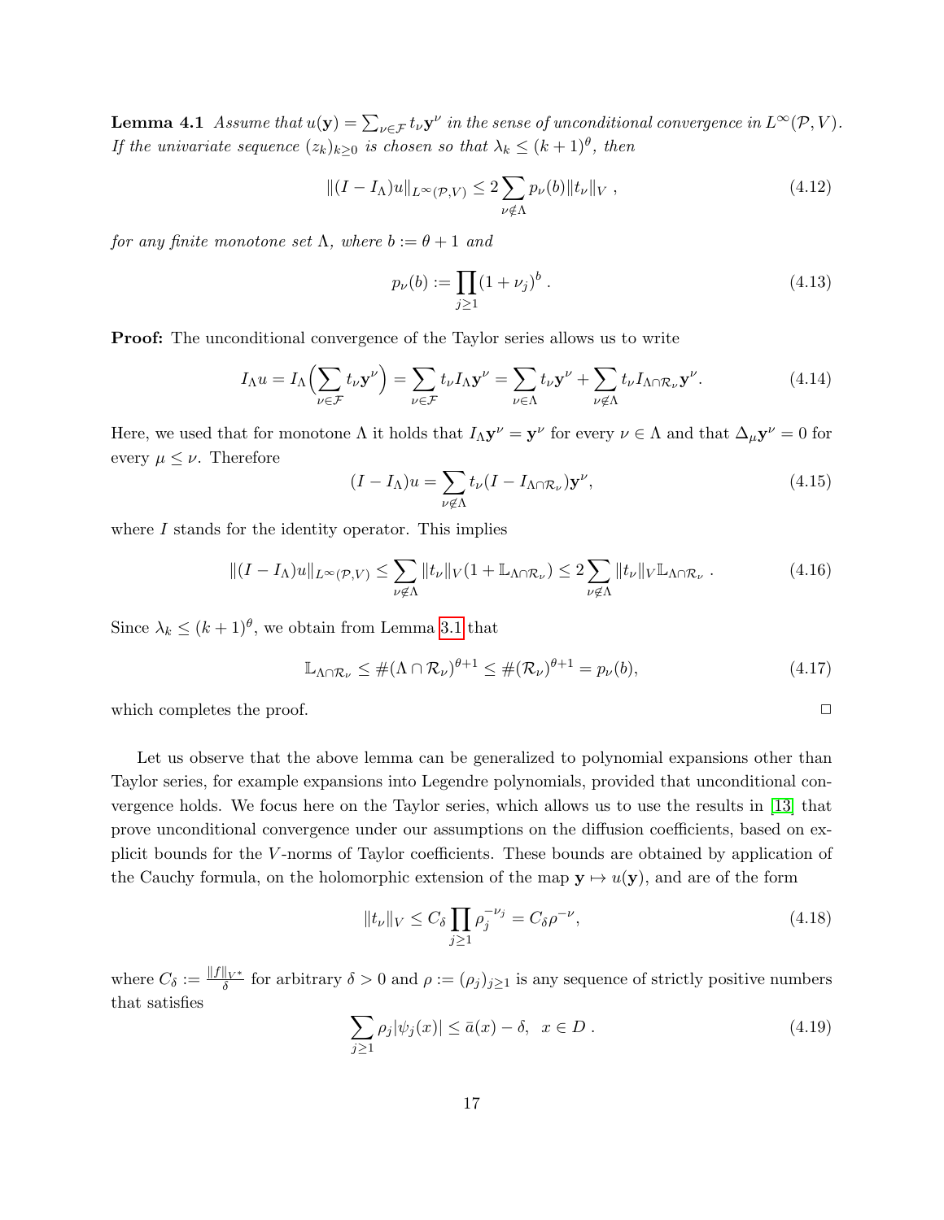**Lemma 4.1** *Assume that $u(\mathbf{y}) = \sum_{\nu \in \mathcal{F}} t_\nu \mathbf{y}^\nu$ in the sense of unconditional convergence in $L^\infty(\mathcal{P}, V)$. If the univariate sequence $(z_k)_{k \geq 0}$ is chosen so that $\lambda_k \leq (k+1)^\theta$, then*

$$\|(I - I_\Lambda)u\|_{L^\infty(\mathcal{P},V)} \leq 2 \sum_{\nu \notin \Lambda} p_\nu(b) \|t_\nu\|_V \ , \tag{4.12}$$

*for any finite monotone set $\Lambda$, where $b := \theta + 1$ and*

$$p_\nu(b) := \prod_{j \geq 1} (1 + \nu_j)^b \ . \tag{4.13}$$

**Proof:** The unconditional convergence of the Taylor series allows us to write

$$I_\Lambda u = I_\Lambda \Big( \sum_{\nu \in \mathcal{F}} t_\nu \mathbf{y}^\nu \Big) = \sum_{\nu \in \mathcal{F}} t_\nu I_\Lambda \mathbf{y}^\nu = \sum_{\nu \in \Lambda} t_\nu \mathbf{y}^\nu + \sum_{\nu \notin \Lambda} t_\nu I_{\Lambda \cap \mathcal{R}_\nu} \mathbf{y}^\nu. \tag{4.14}$$

Here, we used that for monotone $\Lambda$ it holds that $I_\Lambda \mathbf{y}^\nu = \mathbf{y}^\nu$ for every $\nu \in \Lambda$ and that $\Delta_\mu \mathbf{y}^\nu = 0$ for every $\mu \leq \nu$. Therefore

$$(I - I_\Lambda)u = \sum_{\nu \notin \Lambda} t_\nu (I - I_{\Lambda \cap \mathcal{R}_\nu}) \mathbf{y}^\nu, \tag{4.15}$$

where $I$ stands for the identity operator. This implies

$$\|(I - I_\Lambda)u\|_{L^\infty(\mathcal{P},V)} \leq \sum_{\nu \notin \Lambda} \|t_\nu\|_V (1 + \mathbb{L}_{\Lambda \cap \mathcal{R}_\nu}) \leq 2 \sum_{\nu \notin \Lambda} \|t_\nu\|_V \mathbb{L}_{\Lambda \cap \mathcal{R}_\nu} \ . \tag{4.16}$$

Since $\lambda_k \leq (k+1)^\theta$, we obtain from Lemma 3.1 that

$$\mathbb{L}_{\Lambda \cap \mathcal{R}_\nu} \leq \#(\Lambda \cap \mathcal{R}_\nu)^{\theta+1} \leq \#(\mathcal{R}_\nu)^{\theta+1} = p_\nu(b), \tag{4.17}$$

which completes the proof. $\square$

Let us observe that the above lemma can be generalized to polynomial expansions other than Taylor series, for example expansions into Legendre polynomials, provided that unconditional convergence holds. We focus here on the Taylor series, which allows us to use the results in [13] that prove unconditional convergence under our assumptions on the diffusion coefficients, based on explicit bounds for the $V$-norms of Taylor coefficients. These bounds are obtained by application of the Cauchy formula, on the holomorphic extension of the map $\mathbf{y} \mapsto u(\mathbf{y})$, and are of the form

$$\|t_\nu\|_V \leq C_\delta \prod_{j \geq 1} \rho_j^{-\nu_j} = C_\delta \rho^{-\nu}, \tag{4.18}$$

where $C_\delta := \frac{\|f\|_{V^*}}{\delta}$ for arbitrary $\delta > 0$ and $\rho := (\rho_j)_{j \geq 1}$ is any sequence of strictly positive numbers that satisfies

$$\sum_{j \geq 1} \rho_j |\psi_j(x)| \leq \bar{a}(x) - \delta, \ \ x \in D \ . \tag{4.19}$$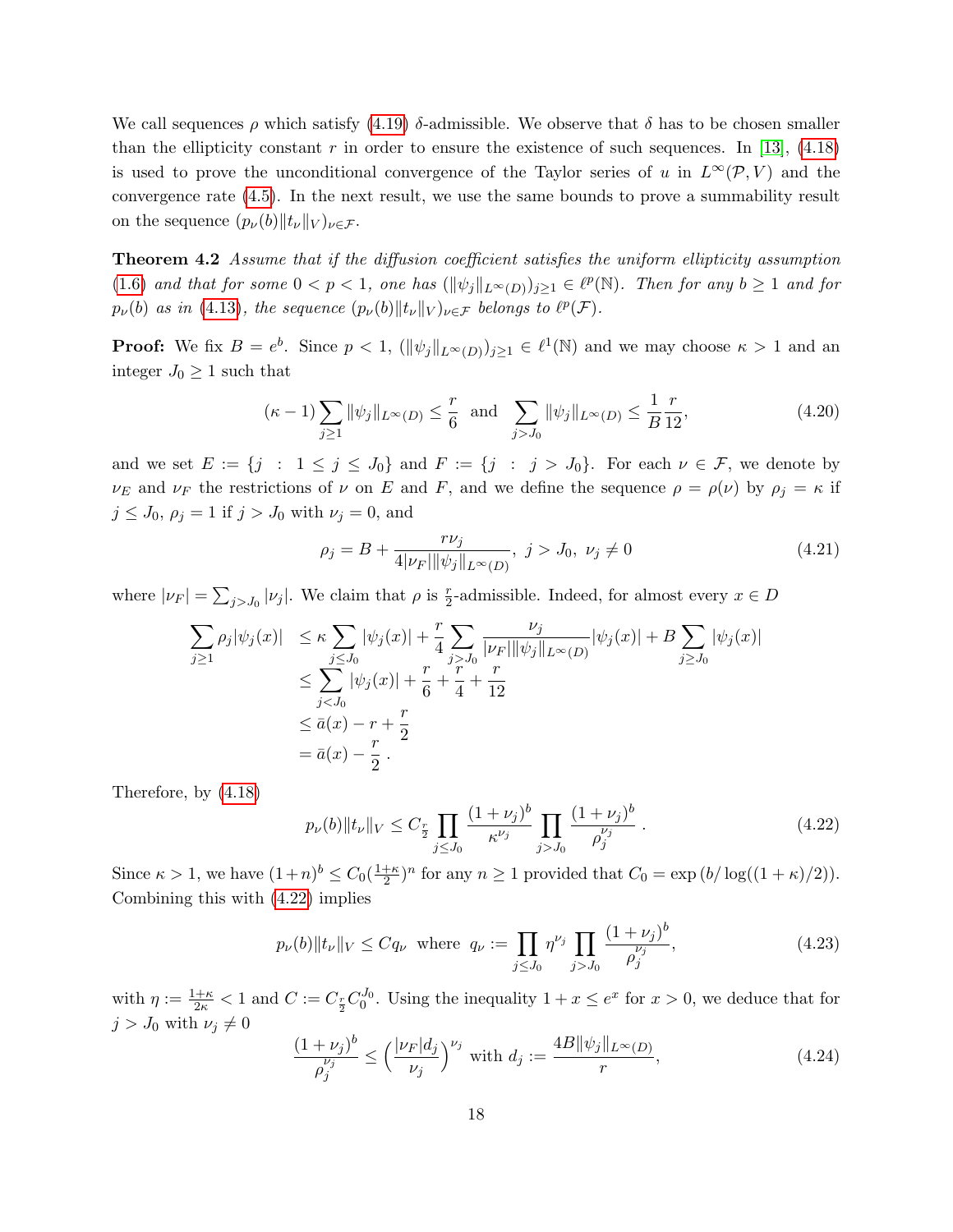We call sequences $\rho$ which satisfy (4.19) $\delta$-admissible. We observe that $\delta$ has to be chosen smaller than the ellipticity constant $r$ in order to ensure the existence of such sequences. In [13], (4.18) is used to prove the unconditional convergence of the Taylor series of $u$ in $L^\infty(\mathcal{P}, V)$ and the convergence rate (4.5). In the next result, we use the same bounds to prove a summability result on the sequence $(p_\nu(b)\|t_\nu\|_V)_{\nu\in\mathcal{F}}$.

**Theorem 4.2** *Assume that if the diffusion coefficient satisfies the uniform ellipticity assumption (1.6) and that for some $0 < p < 1$, one has $(\|\psi_j\|_{L^\infty(D)})_{j\geq 1} \in \ell^p(\mathbb{N})$. Then for any $b \geq 1$ and for $p_\nu(b)$ as in (4.13), the sequence $(p_\nu(b)\|t_\nu\|_V)_{\nu\in\mathcal{F}}$ belongs to $\ell^p(\mathcal{F})$.*

**Proof:** We fix $B = e^b$. Since $p < 1$, $(\|\psi_j\|_{L^\infty(D)})_{j\geq 1} \in \ell^1(\mathbb{N})$ and we may choose $\kappa > 1$ and an integer $J_0 \geq 1$ such that

$$(\kappa - 1)\sum_{j\geq 1}\|\psi_j\|_{L^\infty(D)} \leq \frac{r}{6} \quad \text{and} \quad \sum_{j>J_0}\|\psi_j\|_{L^\infty(D)} \leq \frac{1}{B}\frac{r}{12}, \tag{4.20}$$

and we set $E := \{j \ : \ 1 \leq j \leq J_0\}$ and $F := \{j \ : \ j > J_0\}$. For each $\nu \in \mathcal{F}$, we denote by $\nu_E$ and $\nu_F$ the restrictions of $\nu$ on $E$ and $F$, and we define the sequence $\rho = \rho(\nu)$ by $\rho_j = \kappa$ if $j \leq J_0$, $\rho_j = 1$ if $j > J_0$ with $\nu_j = 0$, and

$$\rho_j = B + \frac{r\nu_j}{4|\nu_F|\|\psi_j\|_{L^\infty(D)}}, \ j > J_0, \ \nu_j \neq 0 \tag{4.21}$$

where $|\nu_F| = \sum_{j>J_0}|\nu_j|$. We claim that $\rho$ is $\frac{r}{2}$-admissible. Indeed, for almost every $x \in D$

$$\begin{aligned}
\sum_{j\geq 1}\rho_j|\psi_j(x)| &\leq \kappa\sum_{j\leq J_0}|\psi_j(x)| + \frac{r}{4}\sum_{j>J_0}\frac{\nu_j}{|\nu_F|\|\psi_j\|_{L^\infty(D)}}|\psi_j(x)| + B\sum_{j\geq J_0}|\psi_j(x)| \\
&\leq \sum_{j<J_0}|\psi_j(x)| + \frac{r}{6} + \frac{r}{4} + \frac{r}{12} \\
&\leq \bar{a}(x) - r + \frac{r}{2} \\
&= \bar{a}(x) - \frac{r}{2}\,.
\end{aligned}$$

Therefore, by (4.18)

$$p_\nu(b)\|t_\nu\|_V \leq C_{\frac{r}{2}}\prod_{j\leq J_0}\frac{(1+\nu_j)^b}{\kappa^{\nu_j}}\prod_{j>J_0}\frac{(1+\nu_j)^b}{\rho_j^{\nu_j}}\,. \tag{4.22}$$

Since $\kappa > 1$, we have $(1+n)^b \leq C_0(\frac{1+\kappa}{2})^n$ for any $n \geq 1$ provided that $C_0 = \exp\left(b/\log((1+\kappa)/2)\right)$. Combining this with (4.22) implies

$$p_\nu(b)\|t_\nu\|_V \leq Cq_\nu \ \text{ where } \ q_\nu := \prod_{j\leq J_0}\eta^{\nu_j}\prod_{j>J_0}\frac{(1+\nu_j)^b}{\rho_j^{\nu_j}}, \tag{4.23}$$

with $\eta := \frac{1+\kappa}{2\kappa} < 1$ and $C := C_{\frac{r}{2}}C_0^{J_0}$. Using the inequality $1 + x \leq e^x$ for $x > 0$, we deduce that for $j > J_0$ with $\nu_j \neq 0$

$$\frac{(1+\nu_j)^b}{\rho_j^{\nu_j}} \leq \Big(\frac{|\nu_F|d_j}{\nu_j}\Big)^{\nu_j} \text{ with } d_j := \frac{4B\|\psi_j\|_{L^\infty(D)}}{r}, \tag{4.24}$$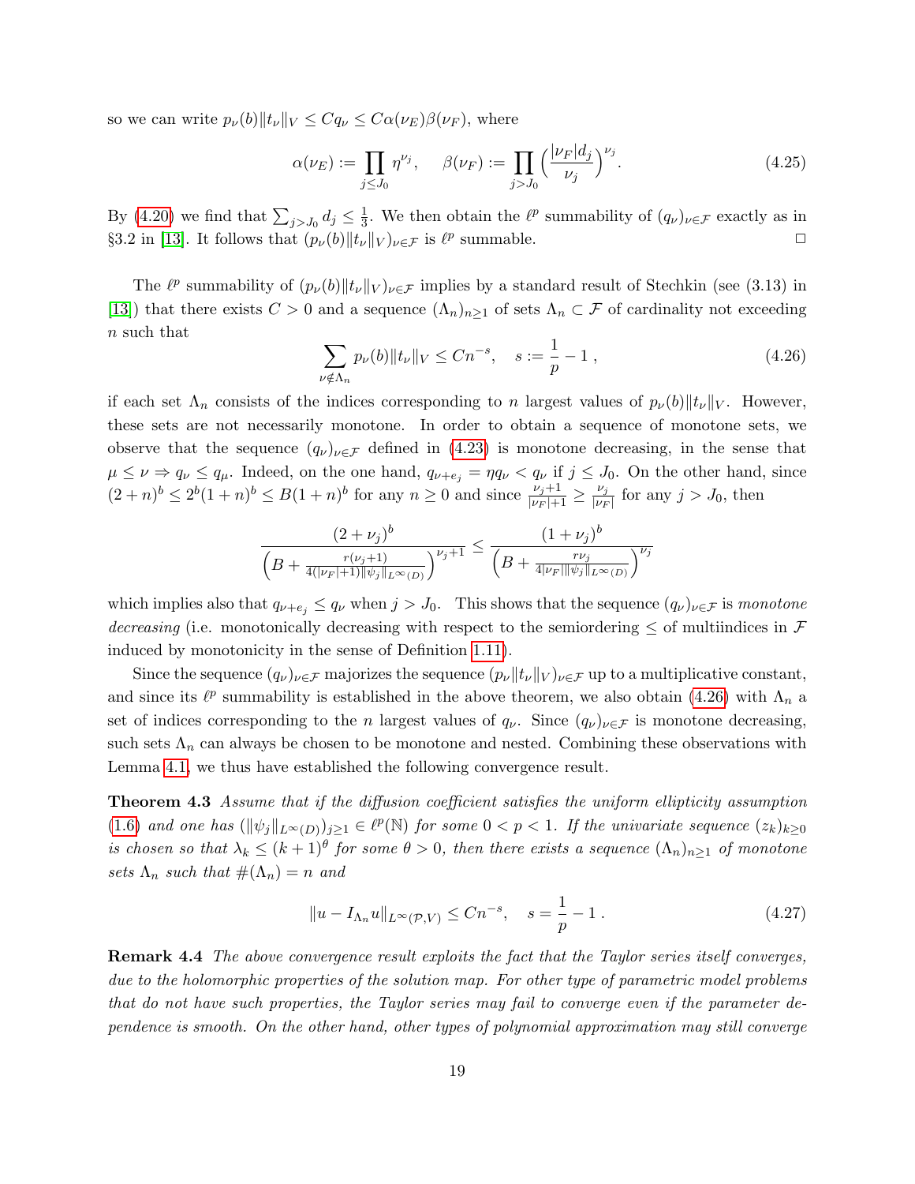so we can write $p_\nu(b)\|t_\nu\|_V \le Cq_\nu \le C\alpha(\nu_E)\beta(\nu_F)$, where

$$\alpha(\nu_E) := \prod_{j \le J_0} \eta^{\nu_j}, \quad \beta(\nu_F) := \prod_{j > J_0} \Big(\frac{|\nu_F| d_j}{\nu_j}\Big)^{\nu_j}. \tag{4.25}$$

By (4.20) we find that $\sum_{j>J_0} d_j \le \frac{1}{3}$. We then obtain the $\ell^p$ summability of $(q_\nu)_{\nu\in\mathcal{F}}$ exactly as in §3.2 in [13]. It follows that $(p_\nu(b)\|t_\nu\|_V)_{\nu\in\mathcal{F}}$ is $\ell^p$ summable. □

The $\ell^p$ summability of $(p_\nu(b)\|t_\nu\|_V)_{\nu\in\mathcal{F}}$ implies by a standard result of Stechkin (see (3.13) in [13]) that there exists $C > 0$ and a sequence $(\Lambda_n)_{n\ge1}$ of sets $\Lambda_n \subset \mathcal{F}$ of cardinality not exceeding $n$ such that

$$\sum_{\nu \notin \Lambda_n} p_\nu(b)\|t_\nu\|_V \le Cn^{-s}, \quad s := \frac{1}{p} - 1\,, \tag{4.26}$$

if each set $\Lambda_n$ consists of the indices corresponding to $n$ largest values of $p_\nu(b)\|t_\nu\|_V$. However, these sets are not necessarily monotone. In order to obtain a sequence of monotone sets, we observe that the sequence $(q_\nu)_{\nu\in\mathcal{F}}$ defined in (4.23) is monotone decreasing, in the sense that $\mu \le \nu \Rightarrow q_\nu \le q_\mu$. Indeed, on the one hand, $q_{\nu+e_j} = \eta q_\nu < q_\nu$ if $j \le J_0$. On the other hand, since $(2+n)^b \le 2^b(1+n)^b \le B(1+n)^b$ for any $n \ge 0$ and since $\frac{\nu_j+1}{|\nu_F|+1} \ge \frac{\nu_j}{|\nu_F|}$ for any $j > J_0$, then

$$\frac{(2+\nu_j)^b}{\Big(B + \frac{r(\nu_j+1)}{4(|\nu_F|+1)\|\psi_j\|_{L^\infty(D)}}\Big)^{\nu_j+1}} \le \frac{(1+\nu_j)^b}{\Big(B + \frac{r\nu_j}{4|\nu_F|\|\psi_j\|_{L^\infty(D)}}\Big)^{\nu_j}}$$

which implies also that $q_{\nu+e_j} \le q_\nu$ when $j > J_0$. This shows that the sequence $(q_\nu)_{\nu\in\mathcal{F}}$ is *monotone decreasing* (i.e. monotonically decreasing with respect to the semiordering $\le$ of multiindices in $\mathcal{F}$ induced by monotonicity in the sense of Definition 1.11).

Since the sequence $(q_\nu)_{\nu\in\mathcal{F}}$ majorizes the sequence $(p_\nu\|t_\nu\|_V)_{\nu\in\mathcal{F}}$ up to a multiplicative constant, and since its $\ell^p$ summability is established in the above theorem, we also obtain (4.26) with $\Lambda_n$ a set of indices corresponding to the $n$ largest values of $q_\nu$. Since $(q_\nu)_{\nu\in\mathcal{F}}$ is monotone decreasing, such sets $\Lambda_n$ can always be chosen to be monotone and nested. Combining these observations with Lemma 4.1, we thus have established the following convergence result.

**Theorem 4.3** *Assume that if the diffusion coefficient satisfies the uniform ellipticity assumption (1.6) and one has $(\|\psi_j\|_{L^\infty(D)})_{j\ge1} \in \ell^p(\mathbb{N})$ for some $0 < p < 1$. If the univariate sequence $(z_k)_{k\ge0}$ is chosen so that $\lambda_k \le (k+1)^\theta$ for some $\theta > 0$, then there exists a sequence $(\Lambda_n)_{n\ge1}$ of monotone sets $\Lambda_n$ such that $\#(\Lambda_n) = n$ and*

$$\|u - I_{\Lambda_n} u\|_{L^\infty(\mathcal{P},V)} \le Cn^{-s}, \quad s = \frac{1}{p} - 1\,. \tag{4.27}$$

**Remark 4.4** *The above convergence result exploits the fact that the Taylor series itself converges, due to the holomorphic properties of the solution map. For other type of parametric model problems that do not have such properties, the Taylor series may fail to converge even if the parameter dependence is smooth. On the other hand, other types of polynomial approximation may still converge*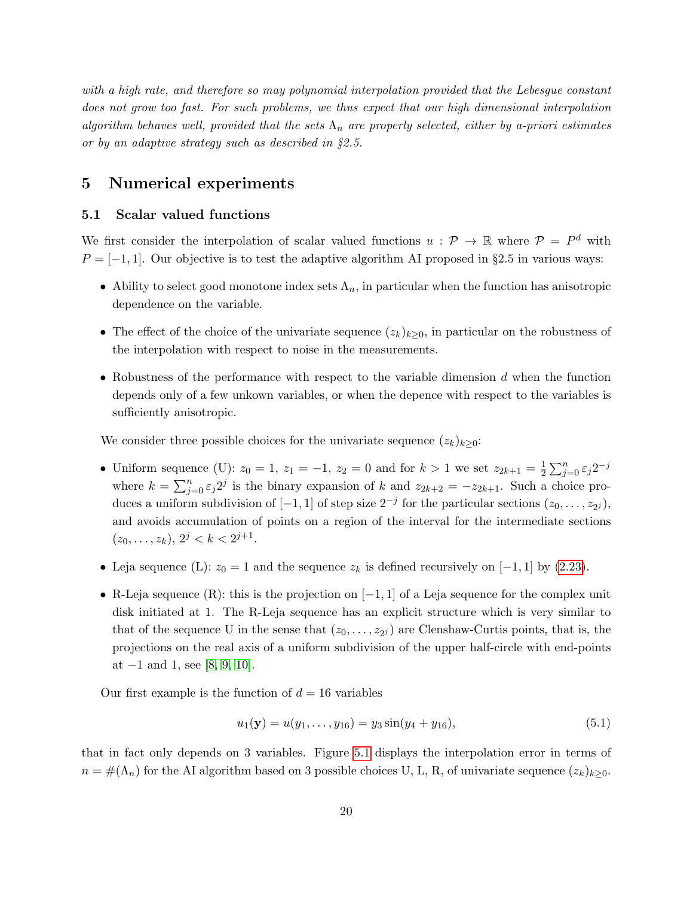*with a high rate, and therefore so may polynomial interpolation provided that the Lebesgue constant does not grow too fast. For such problems, we thus expect that our high dimensional interpolation algorithm behaves well, provided that the sets $\Lambda_n$ are properly selected, either by a-priori estimates or by an adaptive strategy such as described in §2.5.*

# 5 Numerical experiments

## 5.1 Scalar valued functions

We first consider the interpolation of scalar valued functions $u : \mathcal{P} \to \mathbb{R}$ where $\mathcal{P} = P^d$ with $P = [-1, 1]$. Our objective is to test the adaptive algorithm AI proposed in §2.5 in various ways:

- Ability to select good monotone index sets $\Lambda_n$, in particular when the function has anisotropic dependence on the variable.
- The effect of the choice of the univariate sequence $(z_k)_{k\geq 0}$, in particular on the robustness of the interpolation with respect to noise in the measurements.
- Robustness of the performance with respect to the variable dimension $d$ when the function depends only of a few unkown variables, or when the depence with respect to the variables is sufficiently anisotropic.

We consider three possible choices for the univariate sequence $(z_k)_{k\geq 0}$:

- Uniform sequence (U): $z_0 = 1$, $z_1 = -1$, $z_2 = 0$ and for $k > 1$ we set $z_{2k+1} = \frac{1}{2}\sum_{j=0}^{n} \varepsilon_j 2^{-j}$ where $k = \sum_{j=0}^{n} \varepsilon_j 2^j$ is the binary expansion of $k$ and $z_{2k+2} = -z_{2k+1}$. Such a choice produces a uniform subdivision of $[-1, 1]$ of step size $2^{-j}$ for the particular sections $(z_0, \ldots, z_{2^j})$, and avoids accumulation of points on a region of the interval for the intermediate sections $(z_0, \ldots, z_k)$, $2^j < k < 2^{j+1}$.
- Leja sequence (L): $z_0 = 1$ and the sequence $z_k$ is defined recursively on $[-1, 1]$ by (2.23).
- R-Leja sequence (R): this is the projection on $[-1, 1]$ of a Leja sequence for the complex unit disk initiated at 1. The R-Leja sequence has an explicit structure which is very similar to that of the sequence U in the sense that $(z_0, \ldots, z_{2^j})$ are Clenshaw-Curtis points, that is, the projections on the real axis of a uniform subdivision of the upper half-circle with end-points at $-1$ and 1, see [8, 9, 10].

Our first example is the function of $d = 16$ variables

$$u_1(\mathbf{y}) = u(y_1, \ldots, y_{16}) = y_3 \sin(y_4 + y_{16}), \tag{5.1}$$

that in fact only depends on 3 variables. Figure 5.1 displays the interpolation error in terms of $n = \#(\Lambda_n)$ for the AI algorithm based on 3 possible choices U, L, R, of univariate sequence $(z_k)_{k\geq 0}$.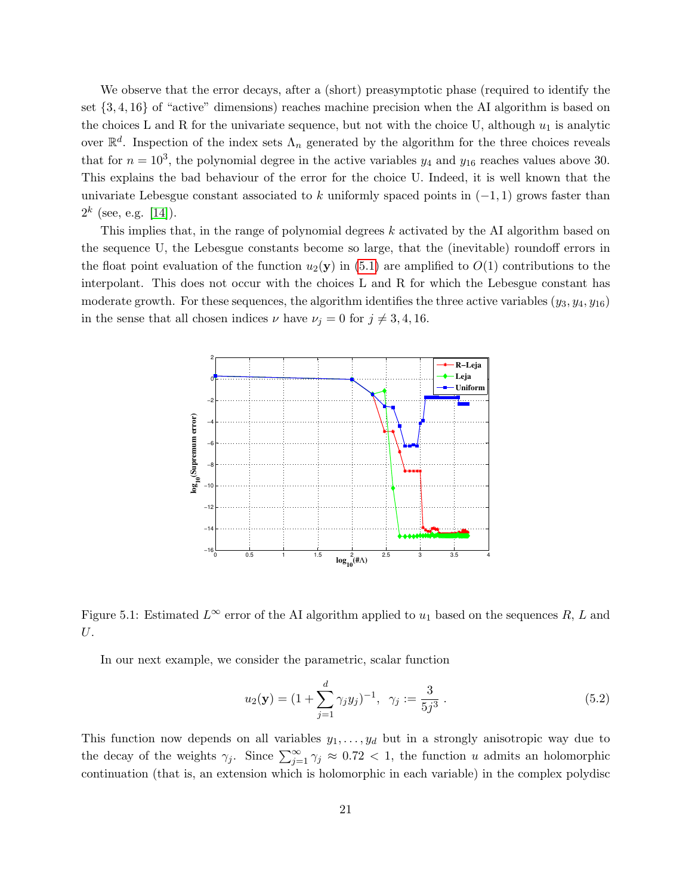We observe that the error decays, after a (short) preasymptotic phase (required to identify the set $\{3, 4, 16\}$ of "active" dimensions) reaches machine precision when the AI algorithm is based on the choices L and R for the univariate sequence, but not with the choice U, although $u_1$ is analytic over $\mathbb{R}^d$. Inspection of the index sets $\Lambda_n$ generated by the algorithm for the three choices reveals that for $n = 10^3$, the polynomial degree in the active variables $y_4$ and $y_{16}$ reaches values above 30. This explains the bad behaviour of the error for the choice U. Indeed, it is well known that the univariate Lebesgue constant associated to $k$ uniformly spaced points in $(-1, 1)$ grows faster than $2^k$ (see, e.g. [14]).

This implies that, in the range of polynomial degrees $k$ activated by the AI algorithm based on the sequence U, the Lebesgue constants become so large, that the (inevitable) roundoff errors in the float point evaluation of the function $u_2(\mathbf{y})$ in (5.1) are amplified to $O(1)$ contributions to the interpolant. This does not occur with the choices L and R for which the Lebesgue constant has moderate growth. For these sequences, the algorithm identifies the three active variables $(y_3, y_4, y_{16})$ in the sense that all chosen indices $\nu$ have $\nu_j = 0$ for $j \neq 3, 4, 16$.

Figure 5.1: Estimated $L^\infty$ error of the AI algorithm applied to $u_1$ based on the sequences $R$, $L$ and $U$.

In our next example, we consider the parametric, scalar function

$$u_2(\mathbf{y}) = (1 + \sum_{j=1}^{d} \gamma_j y_j)^{-1}, \ \ \gamma_j := \frac{3}{5j^3} \, . \tag{5.2}$$

This function now depends on all variables $y_1, \dots, y_d$ but in a strongly anisotropic way due to the decay of the weights $\gamma_j$. Since $\sum_{j=1}^{\infty} \gamma_j \approx 0.72 < 1$, the function $u$ admits an holomorphic continuation (that is, an extension which is holomorphic in each variable) in the complex polydisc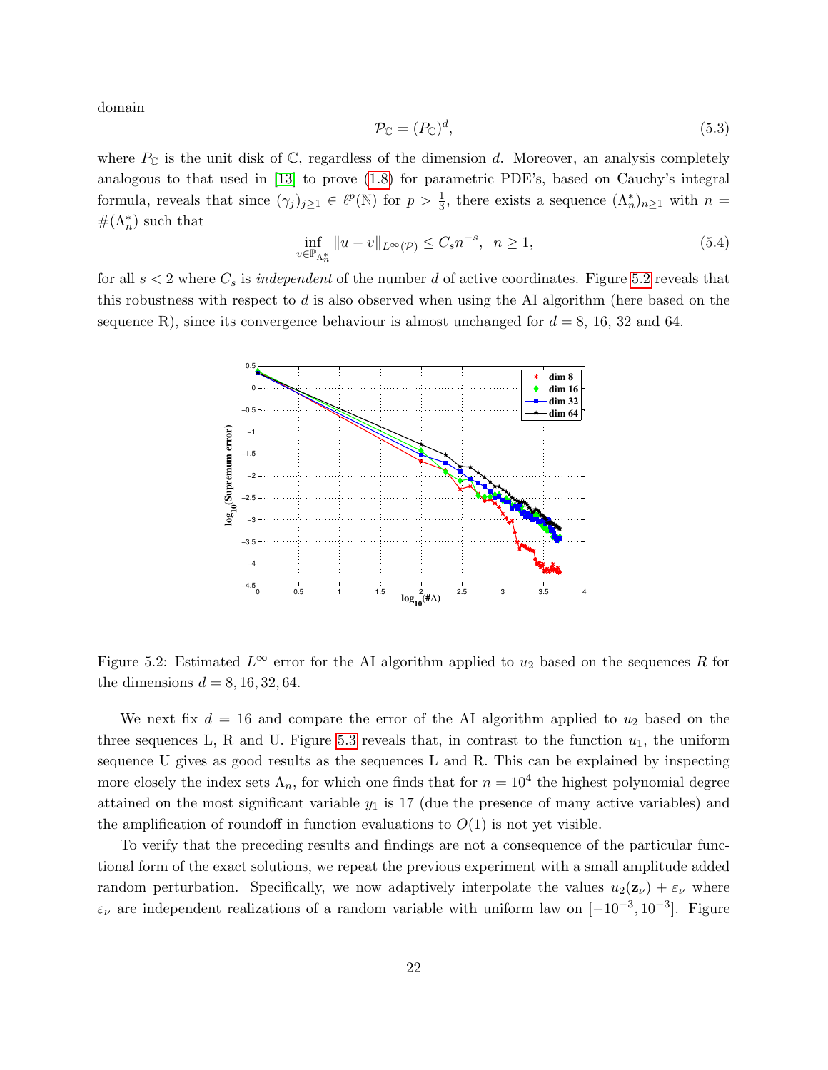domain

$$\mathcal{P}_{\mathbb{C}} = (P_{\mathbb{C}})^d, \tag{5.3}$$

where $P_{\mathbb{C}}$ is the unit disk of $\mathbb{C}$, regardless of the dimension $d$. Moreover, an analysis completely analogous to that used in [13] to prove (1.8) for parametric PDE's, based on Cauchy's integral formula, reveals that since $(\gamma_j)_{j\geq 1} \in \ell^p(\mathbb{N})$ for $p > \frac{1}{3}$, there exists a sequence $(\Lambda_n^*)_{n\geq 1}$ with $n = \#(\Lambda_n^*)$ such that

$$\inf_{v\in \mathbb{P}_{\Lambda_n^*}} \|u - v\|_{L^\infty(\mathcal{P})} \leq C_s n^{-s}, \;\; n \geq 1, \tag{5.4}$$

for all $s < 2$ where $C_s$ is *independent* of the number $d$ of active coordinates. Figure 5.2 reveals that this robustness with respect to $d$ is also observed when using the AI algorithm (here based on the sequence R), since its convergence behaviour is almost unchanged for $d = 8$, 16, 32 and 64.

Figure 5.2: Estimated $L^\infty$ error for the AI algorithm applied to $u_2$ based on the sequences $R$ for the dimensions $d = 8, 16, 32, 64$.

We next fix $d = 16$ and compare the error of the AI algorithm applied to $u_2$ based on the three sequences L, R and U. Figure 5.3 reveals that, in contrast to the function $u_1$, the uniform sequence U gives as good results as the sequences L and R. This can be explained by inspecting more closely the index sets $\Lambda_n$, for which one finds that for $n = 10^4$ the highest polynomial degree attained on the most significant variable $y_1$ is 17 (due the presence of many active variables) and the amplification of roundoff in function evaluations to $O(1)$ is not yet visible.

To verify that the preceding results and findings are not a consequence of the particular functional form of the exact solutions, we repeat the previous experiment with a small amplitude added random perturbation. Specifically, we now adaptively interpolate the values $u_2(\mathbf{z}_\nu) + \varepsilon_\nu$ where $\varepsilon_\nu$ are independent realizations of a random variable with uniform law on $[-10^{-3}, 10^{-3}]$. Figure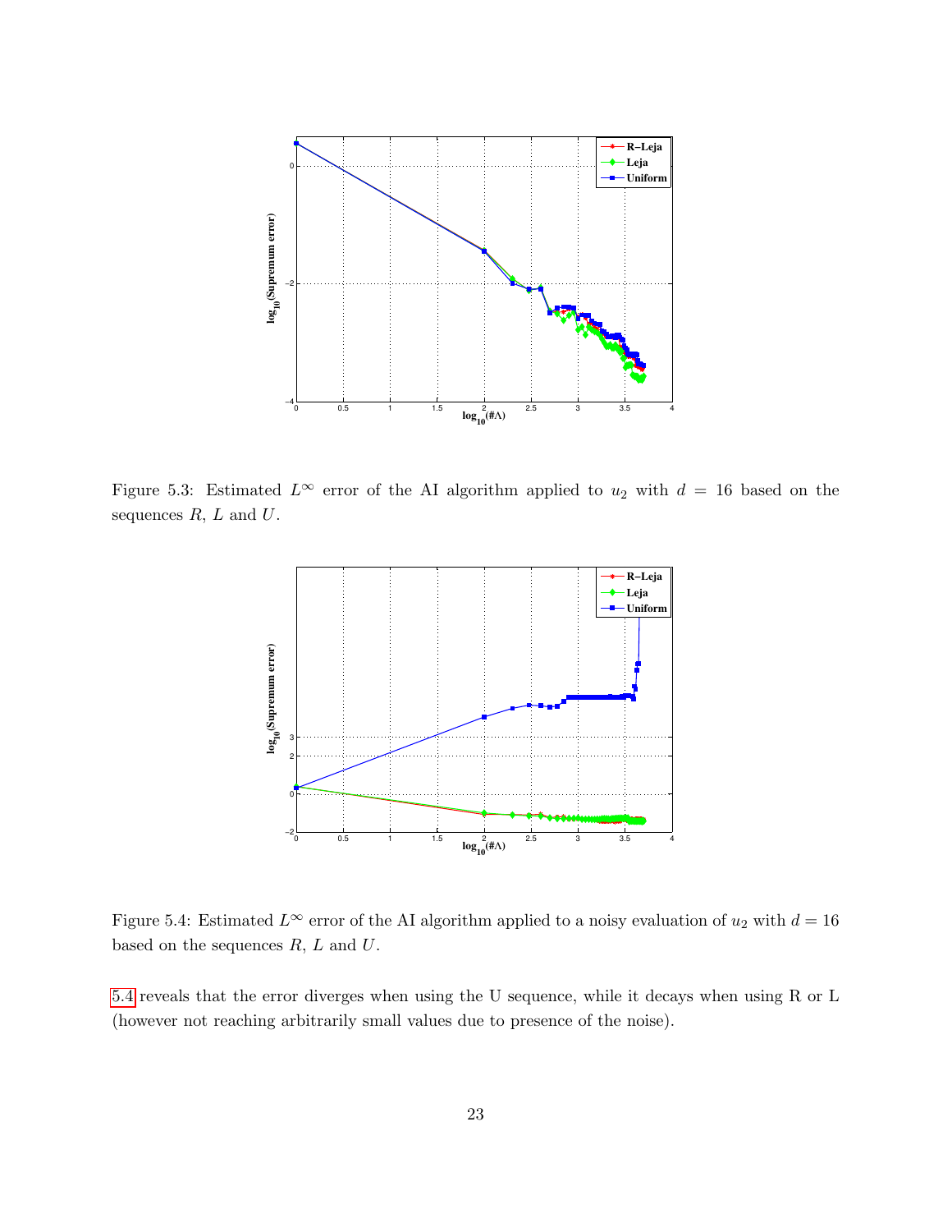Figure 5.3: Estimated $L^\infty$ error of the AI algorithm applied to $u_2$ with $d = 16$ based on the sequences $R$, $L$ and $U$.

Figure 5.4: Estimated $L^\infty$ error of the AI algorithm applied to a noisy evaluation of $u_2$ with $d = 16$ based on the sequences $R$, $L$ and $U$.

5.4 reveals that the error diverges when using the U sequence, while it decays when using R or L (however not reaching arbitrarily small values due to presence of the noise).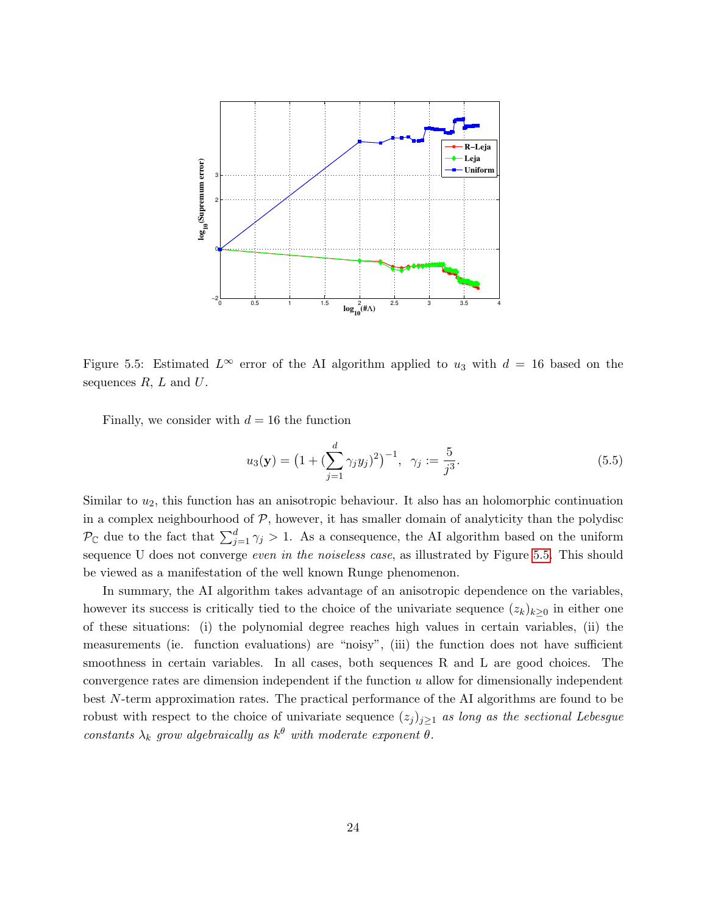Figure 5.5: Estimated $L^\infty$ error of the AI algorithm applied to $u_3$ with $d = 16$ based on the sequences $R$, $L$ and $U$.

Finally, we consider with $d = 16$ the function

$$u_3(\mathbf{y}) = \big(1 + (\sum_{j=1}^{d} \gamma_j y_j)^2\big)^{-1}, \;\; \gamma_j := \frac{5}{j^3}. \tag{5.5}$$

Similar to $u_2$, this function has an anisotropic behaviour. It also has an holomorphic continuation in a complex neighbourhood of $\mathcal{P}$, however, it has smaller domain of analyticity than the polydisc $\mathcal{P}_{\mathbb{C}}$ due to the fact that $\sum_{j=1}^{d} \gamma_j > 1$. As a consequence, the AI algorithm based on the uniform sequence U does not converge *even in the noiseless case*, as illustrated by Figure 5.5. This should be viewed as a manifestation of the well known Runge phenomenon.

In summary, the AI algorithm takes advantage of an anisotropic dependence on the variables, however its success is critically tied to the choice of the univariate sequence $(z_k)_{k\geq 0}$ in either one of these situations: (i) the polynomial degree reaches high values in certain variables, (ii) the measurements (ie. function evaluations) are "noisy", (iii) the function does not have sufficient smoothness in certain variables. In all cases, both sequences R and L are good choices. The convergence rates are dimension independent if the function $u$ allow for dimensionally independent best $N$-term approximation rates. The practical performance of the AI algorithms are found to be robust with respect to the choice of univariate sequence $(z_j)_{j\geq 1}$ *as long as the sectional Lebesgue constants* $\lambda_k$ *grow algebraically as* $k^\theta$ *with moderate exponent* $\theta$.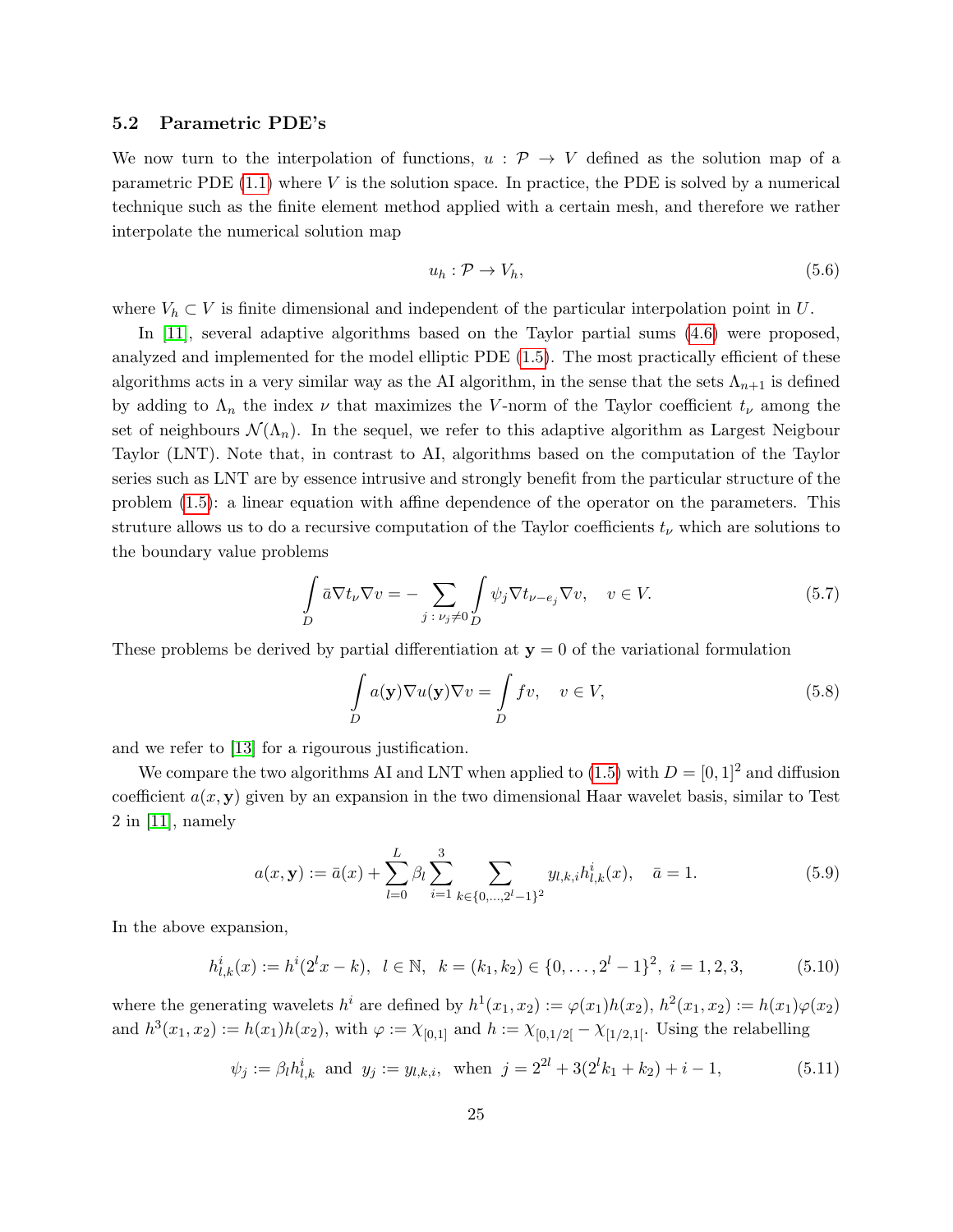### 5.2 Parametric PDE's

We now turn to the interpolation of functions, $u : \mathcal{P} \to V$ defined as the solution map of a parametric PDE (1.1) where $V$ is the solution space. In practice, the PDE is solved by a numerical technique such as the finite element method applied with a certain mesh, and therefore we rather interpolate the numerical solution map

$$u_h : \mathcal{P} \to V_h, \tag{5.6}$$

where $V_h \subset V$ is finite dimensional and independent of the particular interpolation point in $U$.

In [11], several adaptive algorithms based on the Taylor partial sums (4.6) were proposed, analyzed and implemented for the model elliptic PDE (1.5). The most practically efficient of these algorithms acts in a very similar way as the AI algorithm, in the sense that the sets $\Lambda_{n+1}$ is defined by adding to $\Lambda_n$ the index $\nu$ that maximizes the $V$-norm of the Taylor coefficient $t_\nu$ among the set of neighbours $\mathcal{N}(\Lambda_n)$. In the sequel, we refer to this adaptive algorithm as Largest Neigbour Taylor (LNT). Note that, in contrast to AI, algorithms based on the computation of the Taylor series such as LNT are by essence intrusive and strongly benefit from the particular structure of the problem (1.5): a linear equation with affine dependence of the operator on the parameters. This struture allows us to do a recursive computation of the Taylor coefficients $t_\nu$ which are solutions to the boundary value problems

$$\int_D \bar{a} \nabla t_\nu \nabla v = - \sum_{j \,:\, \nu_j \neq 0} \int_D \psi_j \nabla t_{\nu - e_j} \nabla v, \quad v \in V. \tag{5.7}$$

These problems be derived by partial differentiation at $\mathbf{y} = 0$ of the variational formulation

$$\int_D a(\mathbf{y}) \nabla u(\mathbf{y}) \nabla v = \int_D f v, \quad v \in V, \tag{5.8}$$

and we refer to [13] for a rigourous justification.

We compare the two algorithms AI and LNT when applied to (1.5) with $D = [0,1]^2$ and diffusion coefficient $a(x, \mathbf{y})$ given by an expansion in the two dimensional Haar wavelet basis, similar to Test 2 in [11], namely

$$a(x, \mathbf{y}) := \bar{a}(x) + \sum_{l=0}^{L} \beta_l \sum_{i=1}^{3} \sum_{k \in \{0, \dots, 2^l - 1\}^2} y_{l,k,i} h^i_{l,k}(x), \quad \bar{a} = 1. \tag{5.9}$$

In the above expansion,

$$h^i_{l,k}(x) := h^i(2^l x - k), \;\; l \in \mathbb{N}, \;\; k = (k_1, k_2) \in \{0, \dots, 2^l - 1\}^2, \; i = 1, 2, 3, \tag{5.10}$$

where the generating wavelets $h^i$ are defined by $h^1(x_1, x_2) := \varphi(x_1) h(x_2)$, $h^2(x_1, x_2) := h(x_1)\varphi(x_2)$ and $h^3(x_1, x_2) := h(x_1) h(x_2)$, with $\varphi := \chi_{[0,1]}$ and $h := \chi_{[0,1/2[} - \chi_{[1/2,1[}$. Using the relabelling

$$\psi_j := \beta_l h^i_{l,k} \;\; \text{and} \;\; y_j := y_{l,k,i}, \;\; \text{when} \;\; j = 2^{2l} + 3(2^l k_1 + k_2) + i - 1, \tag{5.11}$$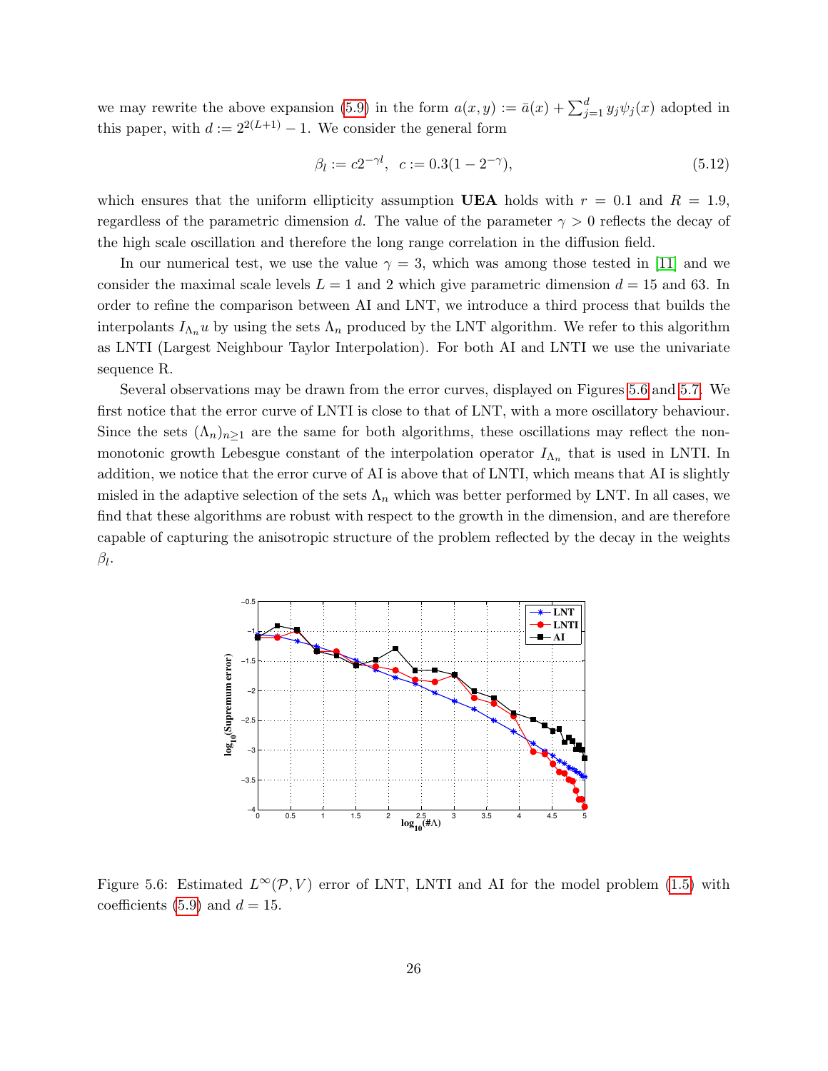we may rewrite the above expansion (5.9) in the form $a(x, y) := \bar{a}(x) + \sum_{j=1}^{d} y_j \psi_j(x)$ adopted in this paper, with $d := 2^{2(L+1)} - 1$. We consider the general form

$$\beta_l := c2^{-\gamma l}, \quad c := 0.3(1 - 2^{-\gamma}), \tag{5.12}$$

which ensures that the uniform ellipticity assumption **UEA** holds with $r = 0.1$ and $R = 1.9$, regardless of the parametric dimension $d$. The value of the parameter $\gamma > 0$ reflects the decay of the high scale oscillation and therefore the long range correlation in the diffusion field.

In our numerical test, we use the value $\gamma = 3$, which was among those tested in [11] and we consider the maximal scale levels $L = 1$ and $2$ which give parametric dimension $d = 15$ and $63$. In order to refine the comparison between AI and LNT, we introduce a third process that builds the interpolants $I_{\Lambda_n} u$ by using the sets $\Lambda_n$ produced by the LNT algorithm. We refer to this algorithm as LNTI (Largest Neighbour Taylor Interpolation). For both AI and LNTI we use the univariate sequence R.

Several observations may be drawn from the error curves, displayed on Figures 5.6 and 5.7. We first notice that the error curve of LNTI is close to that of LNT, with a more oscillatory behaviour. Since the sets $(\Lambda_n)_{n \geq 1}$ are the same for both algorithms, these oscillations may reflect the non-monotonic growth Lebesgue constant of the interpolation operator $I_{\Lambda_n}$ that is used in LNTI. In addition, we notice that the error curve of AI is above that of LNTI, which means that AI is slightly misled in the adaptive selection of the sets $\Lambda_n$ which was better performed by LNT. In all cases, we find that these algorithms are robust with respect to the growth in the dimension, and are therefore capable of capturing the anisotropic structure of the problem reflected by the decay in the weights $\beta_l$.

Figure 5.6: Estimated $L^\infty(\mathcal{P}, V)$ error of LNT, LNTI and AI for the model problem (1.5) with coefficients (5.9) and $d = 15$.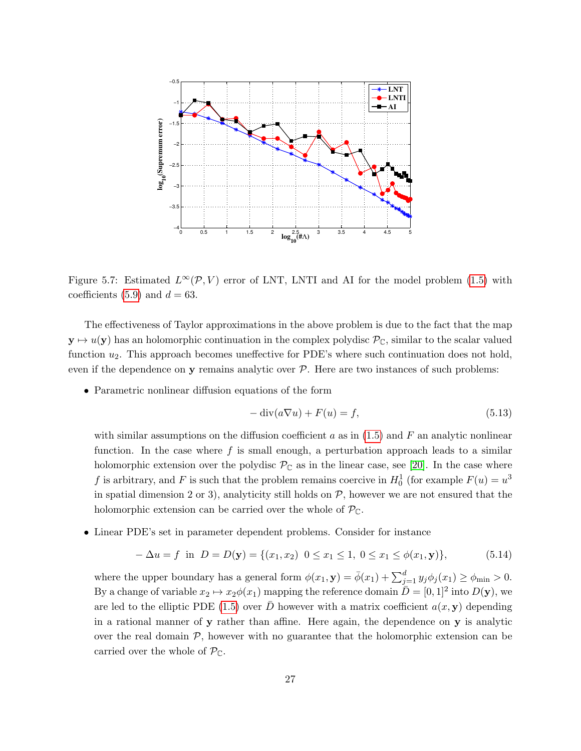Figure 5.7: Estimated $L^\infty(\mathcal{P}, V)$ error of LNT, LNTI and AI for the model problem (1.5) with coefficients (5.9) and $d = 63$.

The effectiveness of Taylor approximations in the above problem is due to the fact that the map $\mathbf{y} \mapsto u(\mathbf{y})$ has an holomorphic continuation in the complex polydisc $\mathcal{P}_\mathbb{C}$, similar to the scalar valued function $u_2$. This approach becomes uneffective for PDE's where such continuation does not hold, even if the dependence on $\mathbf{y}$ remains analytic over $\mathcal{P}$. Here are two instances of such problems:

- Parametric nonlinear diffusion equations of the form

$$-\operatorname{div}(a\nabla u) + F(u) = f, \tag{5.13}$$

  with similar assumptions on the diffusion coefficient $a$ as in (1.5) and $F$ an analytic nonlinear function. In the case where $f$ is small enough, a perturbation approach leads to a similar holomorphic extension over the polydisc $\mathcal{P}_\mathbb{C}$ as in the linear case, see [20]. In the case where $f$ is arbitrary, and $F$ is such that the problem remains coercive in $H_0^1$ (for example $F(u) = u^3$ in spatial dimension 2 or 3), analyticity still holds on $\mathcal{P}$, however we are not ensured that the holomorphic extension can be carried over the whole of $\mathcal{P}_\mathbb{C}$.

- Linear PDE's set in parameter dependent problems. Consider for instance

$$-\Delta u = f \ \text{ in } \ D = D(\mathbf{y}) = \{(x_1, x_2) \ \ 0 \le x_1 \le 1, \ 0 \le x_1 \le \phi(x_1, \mathbf{y})\}, \tag{5.14}$$

  where the upper boundary has a general form $\phi(x_1, \mathbf{y}) = \bar{\phi}(x_1) + \sum_{j=1}^d y_j \phi_j(x_1) \ge \phi_{\min} > 0$. By a change of variable $x_2 \mapsto x_2\phi(x_1)$ mapping the reference domain $\bar{D} = [0,1]^2$ into $D(\mathbf{y})$, we are led to the elliptic PDE (1.5) over $\bar{D}$ however with a matrix coefficient $a(x, \mathbf{y})$ depending in a rational manner of $\mathbf{y}$ rather than affine. Here again, the dependence on $\mathbf{y}$ is analytic over the real domain $\mathcal{P}$, however with no guarantee that the holomorphic extension can be carried over the whole of $\mathcal{P}_\mathbb{C}$.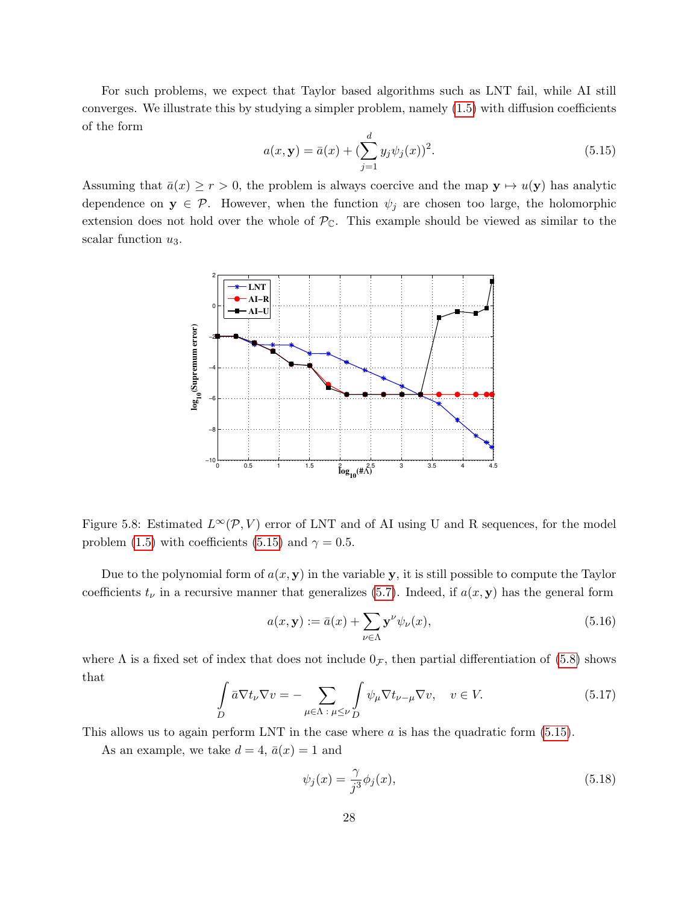For such problems, we expect that Taylor based algorithms such as LNT fail, while AI still converges. We illustrate this by studying a simpler problem, namely (1.5) with diffusion coefficients of the form

$$a(x, \mathbf{y}) = \bar{a}(x) + (\sum_{j=1}^{d} y_j \psi_j(x))^2. \tag{5.15}$$

Assuming that $\bar{a}(x) \geq r > 0$, the problem is always coercive and the map $\mathbf{y} \mapsto u(\mathbf{y})$ has analytic dependence on $\mathbf{y} \in \mathcal{P}$. However, when the function $\psi_j$ are chosen too large, the holomorphic extension does not hold over the whole of $\mathcal{P}_{\mathbb{C}}$. This example should be viewed as similar to the scalar function $u_3$.

Figure 5.8: Estimated $L^\infty(\mathcal{P}, V)$ error of LNT and of AI using U and R sequences, for the model problem (1.5) with coefficients (5.15) and $\gamma = 0.5$.

Due to the polynomial form of $a(x, \mathbf{y})$ in the variable $\mathbf{y}$, it is still possible to compute the Taylor coefficients $t_\nu$ in a recursive manner that generalizes (5.7). Indeed, if $a(x, \mathbf{y})$ has the general form

$$a(x, \mathbf{y}) := \bar{a}(x) + \sum_{\nu \in \Lambda} \mathbf{y}^\nu \psi_\nu(x), \tag{5.16}$$

where $\Lambda$ is a fixed set of index that does not include $0_{\mathcal{F}}$, then partial differentiation of (5.8) shows that

$$\int_D \bar{a} \nabla t_\nu \nabla v = - \sum_{\mu \in \Lambda \,:\, \mu \leq \nu} \int_D \psi_\mu \nabla t_{\nu - \mu} \nabla v, \quad v \in V. \tag{5.17}$$

This allows us to again perform LNT in the case where $a$ is has the quadratic form (5.15).

As an example, we take $d = 4$, $\bar{a}(x) = 1$ and

$$\psi_j(x) = \frac{\gamma}{j^3} \phi_j(x), \tag{5.18}$$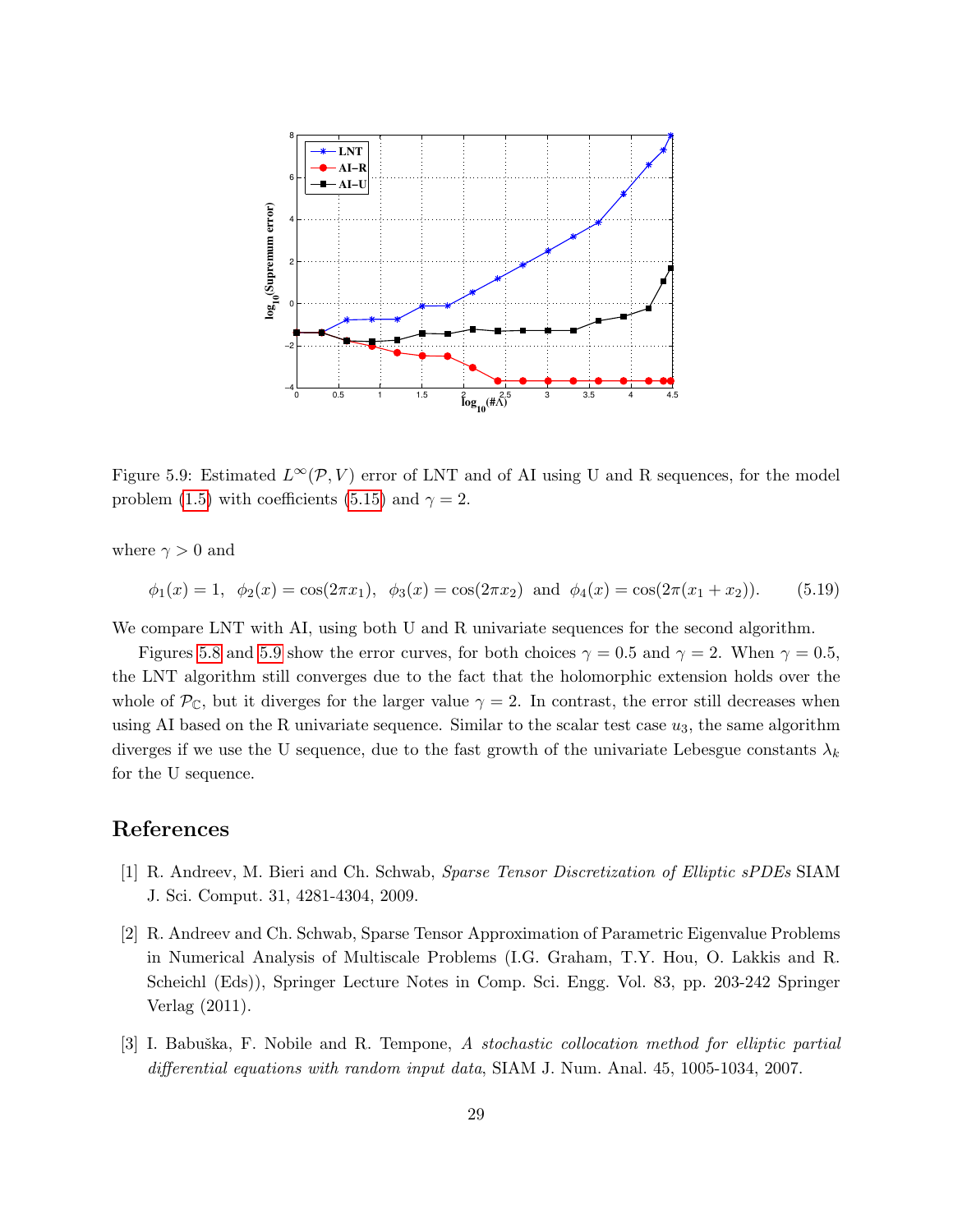Figure 5.9: Estimated $L^\infty(\mathcal{P}, V)$ error of LNT and of AI using U and R sequences, for the model problem (1.5) with coefficients (5.15) and $\gamma = 2$.

where $\gamma > 0$ and

$$\phi_1(x) = 1, \;\; \phi_2(x) = \cos(2\pi x_1), \;\; \phi_3(x) = \cos(2\pi x_2) \;\text{ and }\; \phi_4(x) = \cos(2\pi(x_1 + x_2)). \tag{5.19}$$

We compare LNT with AI, using both U and R univariate sequences for the second algorithm.

Figures 5.8 and 5.9 show the error curves, for both choices $\gamma = 0.5$ and $\gamma = 2$. When $\gamma = 0.5$, the LNT algorithm still converges due to the fact that the holomorphic extension holds over the whole of $\mathcal{P}_\mathbb{C}$, but it diverges for the larger value $\gamma = 2$. In contrast, the error still decreases when using AI based on the R univariate sequence. Similar to the scalar test case $u_3$, the same algorithm diverges if we use the U sequence, due to the fast growth of the univariate Lebesgue constants $\lambda_k$ for the U sequence.

# References

[1] R. Andreev, M. Bieri and Ch. Schwab, *Sparse Tensor Discretization of Elliptic sPDEs* SIAM J. Sci. Comput. 31, 4281-4304, 2009.

[2] R. Andreev and Ch. Schwab, Sparse Tensor Approximation of Parametric Eigenvalue Problems in Numerical Analysis of Multiscale Problems (I.G. Graham, T.Y. Hou, O. Lakkis and R. Scheichl (Eds)), Springer Lecture Notes in Comp. Sci. Engg. Vol. 83, pp. 203-242 Springer Verlag (2011).

[3] I. Babuška, F. Nobile and R. Tempone, *A stochastic collocation method for elliptic partial differential equations with random input data*, SIAM J. Num. Anal. 45, 1005-1034, 2007.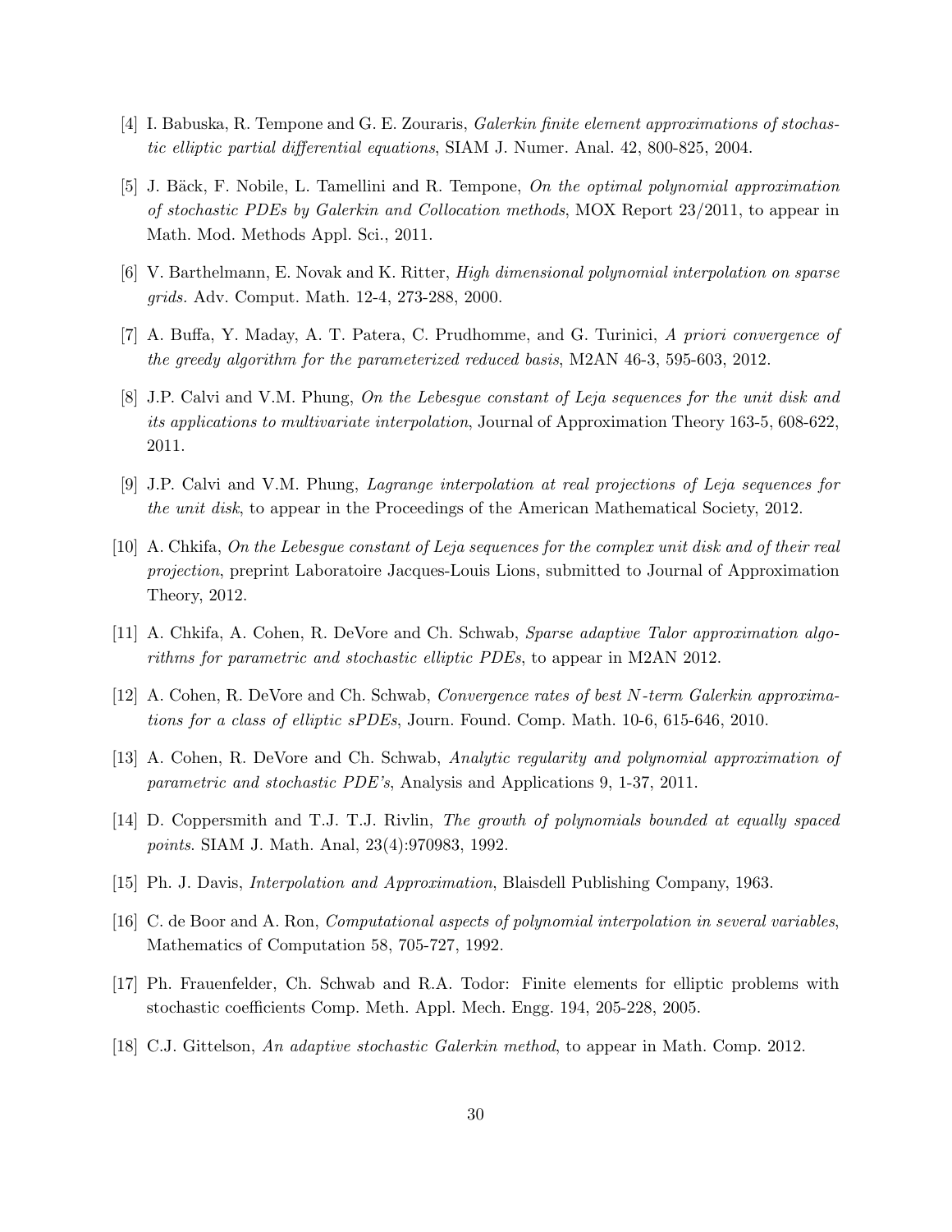[4] I. Babuska, R. Tempone and G. E. Zouraris, *Galerkin finite element approximations of stochastic elliptic partial differential equations*, SIAM J. Numer. Anal. 42, 800-825, 2004.

[5] J. Bäck, F. Nobile, L. Tamellini and R. Tempone, *On the optimal polynomial approximation of stochastic PDEs by Galerkin and Collocation methods*, MOX Report 23/2011, to appear in Math. Mod. Methods Appl. Sci., 2011.

[6] V. Barthelmann, E. Novak and K. Ritter, *High dimensional polynomial interpolation on sparse grids.* Adv. Comput. Math. 12-4, 273-288, 2000.

[7] A. Buffa, Y. Maday, A. T. Patera, C. Prudhomme, and G. Turinici, *A priori convergence of the greedy algorithm for the parameterized reduced basis*, M2AN 46-3, 595-603, 2012.

[8] J.P. Calvi and V.M. Phung, *On the Lebesgue constant of Leja sequences for the unit disk and its applications to multivariate interpolation*, Journal of Approximation Theory 163-5, 608-622, 2011.

[9] J.P. Calvi and V.M. Phung, *Lagrange interpolation at real projections of Leja sequences for the unit disk*, to appear in the Proceedings of the American Mathematical Society, 2012.

[10] A. Chkifa, *On the Lebesgue constant of Leja sequences for the complex unit disk and of their real projection*, preprint Laboratoire Jacques-Louis Lions, submitted to Journal of Approximation Theory, 2012.

[11] A. Chkifa, A. Cohen, R. DeVore and Ch. Schwab, *Sparse adaptive Talor approximation algorithms for parametric and stochastic elliptic PDEs*, to appear in M2AN 2012.

[12] A. Cohen, R. DeVore and Ch. Schwab, *Convergence rates of best N-term Galerkin approximations for a class of elliptic sPDEs*, Journ. Found. Comp. Math. 10-6, 615-646, 2010.

[13] A. Cohen, R. DeVore and Ch. Schwab, *Analytic regularity and polynomial approximation of parametric and stochastic PDE's*, Analysis and Applications 9, 1-37, 2011.

[14] D. Coppersmith and T.J. T.J. Rivlin, *The growth of polynomials bounded at equally spaced points*. SIAM J. Math. Anal, 23(4):970983, 1992.

[15] Ph. J. Davis, *Interpolation and Approximation*, Blaisdell Publishing Company, 1963.

[16] C. de Boor and A. Ron, *Computational aspects of polynomial interpolation in several variables*, Mathematics of Computation 58, 705-727, 1992.

[17] Ph. Frauenfelder, Ch. Schwab and R.A. Todor: Finite elements for elliptic problems with stochastic coefficients Comp. Meth. Appl. Mech. Engg. 194, 205-228, 2005.

[18] C.J. Gittelson, *An adaptive stochastic Galerkin method*, to appear in Math. Comp. 2012.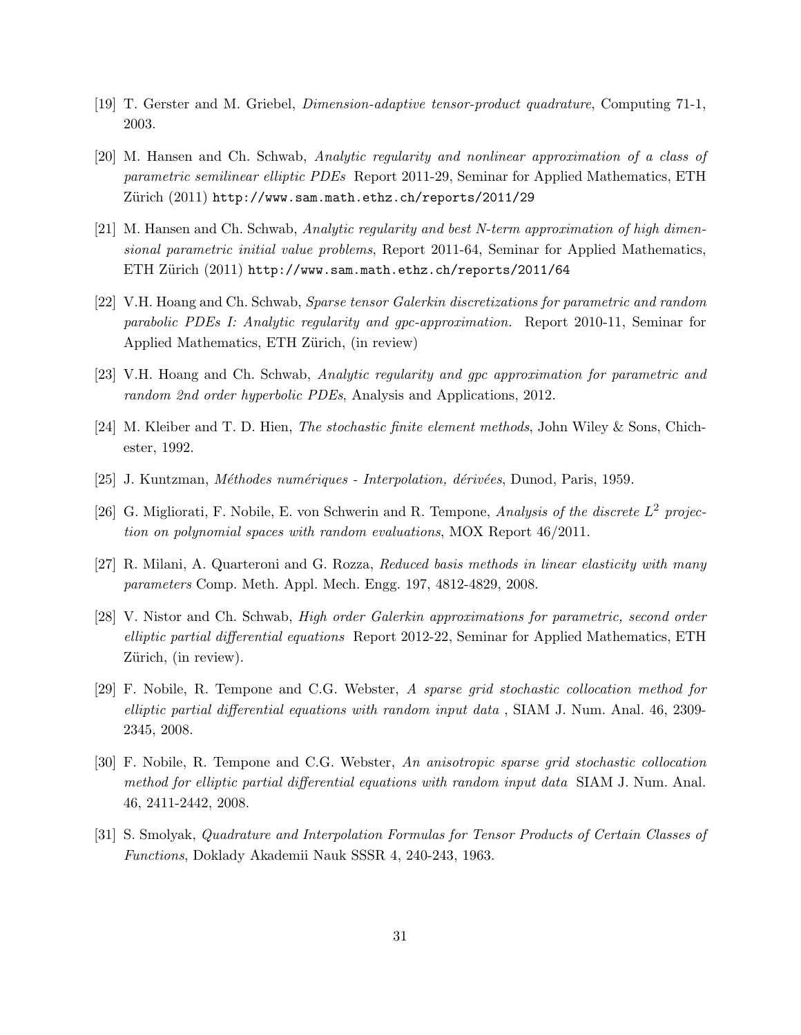[19] T. Gerster and M. Griebel, *Dimension-adaptive tensor-product quadrature*, Computing 71-1, 2003.

[20] M. Hansen and Ch. Schwab, *Analytic regularity and nonlinear approximation of a class of parametric semilinear elliptic PDEs* Report 2011-29, Seminar for Applied Mathematics, ETH Zürich (2011) `http://www.sam.math.ethz.ch/reports/2011/29`

[21] M. Hansen and Ch. Schwab, *Analytic regularity and best N-term approximation of high dimensional parametric initial value problems*, Report 2011-64, Seminar for Applied Mathematics, ETH Zürich (2011) `http://www.sam.math.ethz.ch/reports/2011/64`

[22] V.H. Hoang and Ch. Schwab, *Sparse tensor Galerkin discretizations for parametric and random parabolic PDEs I: Analytic regularity and gpc-approximation.* Report 2010-11, Seminar for Applied Mathematics, ETH Zürich, (in review)

[23] V.H. Hoang and Ch. Schwab, *Analytic regularity and gpc approximation for parametric and random 2nd order hyperbolic PDEs*, Analysis and Applications, 2012.

[24] M. Kleiber and T. D. Hien, *The stochastic finite element methods*, John Wiley & Sons, Chichester, 1992.

[25] J. Kuntzman, *Méthodes numériques - Interpolation, dérivées*, Dunod, Paris, 1959.

[26] G. Migliorati, F. Nobile, E. von Schwerin and R. Tempone, *Analysis of the discrete $L^2$ projection on polynomial spaces with random evaluations*, MOX Report 46/2011.

[27] R. Milani, A. Quarteroni and G. Rozza, *Reduced basis methods in linear elasticity with many parameters* Comp. Meth. Appl. Mech. Engg. 197, 4812-4829, 2008.

[28] V. Nistor and Ch. Schwab, *High order Galerkin approximations for parametric, second order elliptic partial differential equations* Report 2012-22, Seminar for Applied Mathematics, ETH Zürich, (in review).

[29] F. Nobile, R. Tempone and C.G. Webster, *A sparse grid stochastic collocation method for elliptic partial differential equations with random input data* , SIAM J. Num. Anal. 46, 2309-2345, 2008.

[30] F. Nobile, R. Tempone and C.G. Webster, *An anisotropic sparse grid stochastic collocation method for elliptic partial differential equations with random input data* SIAM J. Num. Anal. 46, 2411-2442, 2008.

[31] S. Smolyak, *Quadrature and Interpolation Formulas for Tensor Products of Certain Classes of Functions*, Doklady Akademii Nauk SSSR 4, 240-243, 1963.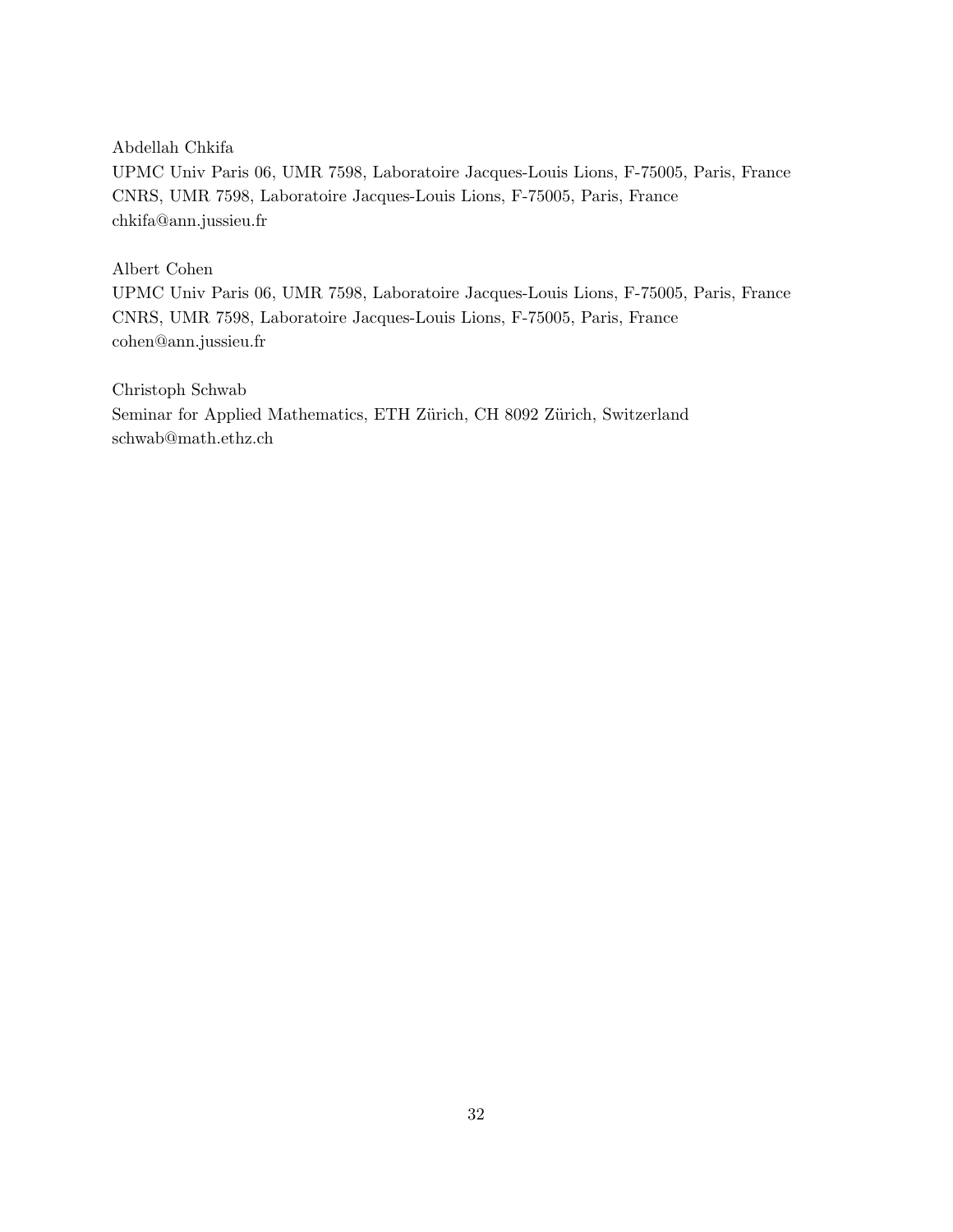Abdellah Chkifa
UPMC Univ Paris 06, UMR 7598, Laboratoire Jacques-Louis Lions, F-75005, Paris, France
CNRS, UMR 7598, Laboratoire Jacques-Louis Lions, F-75005, Paris, France
chkifa@ann.jussieu.fr

Albert Cohen
UPMC Univ Paris 06, UMR 7598, Laboratoire Jacques-Louis Lions, F-75005, Paris, France
CNRS, UMR 7598, Laboratoire Jacques-Louis Lions, F-75005, Paris, France
cohen@ann.jussieu.fr

Christoph Schwab
Seminar for Applied Mathematics, ETH Zürich, CH 8092 Zürich, Switzerland
schwab@math.ethz.ch